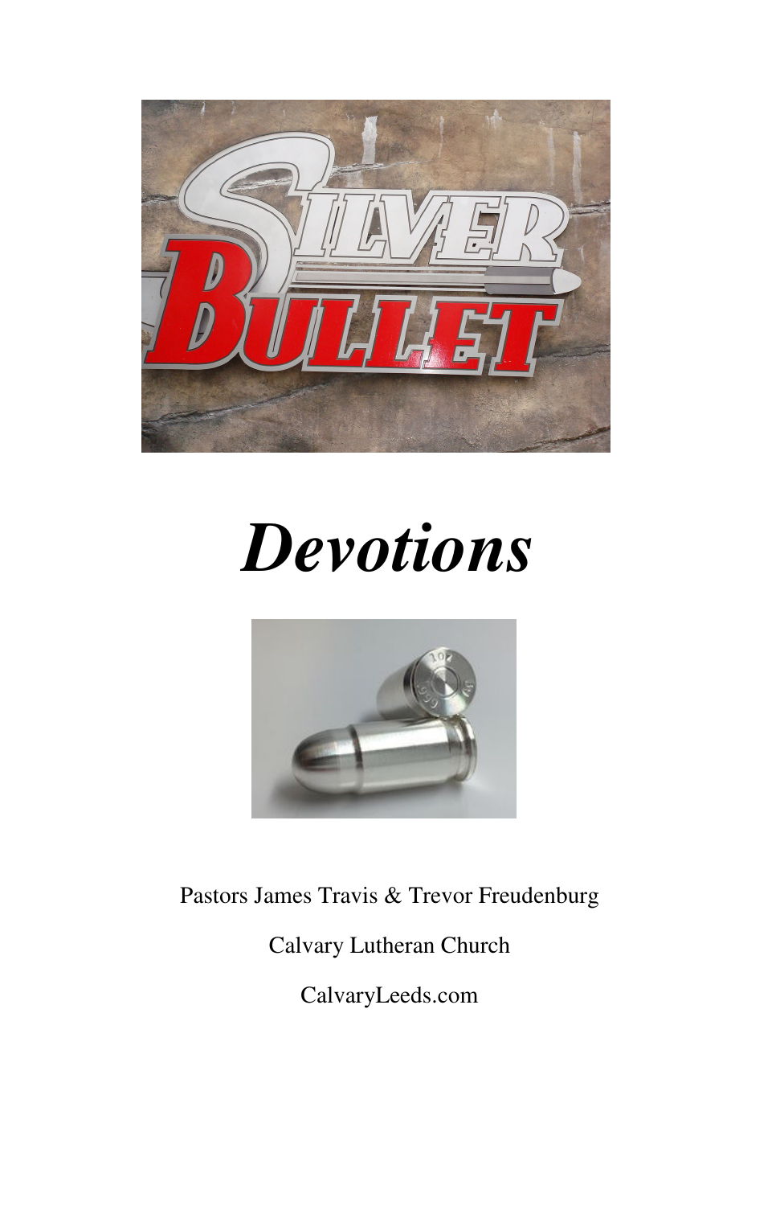# Silver Bullet

# *Devotions*

Pastors James Travis & Trevor Freudenburg

Calvary Lutheran Church

CalvaryLeeds.com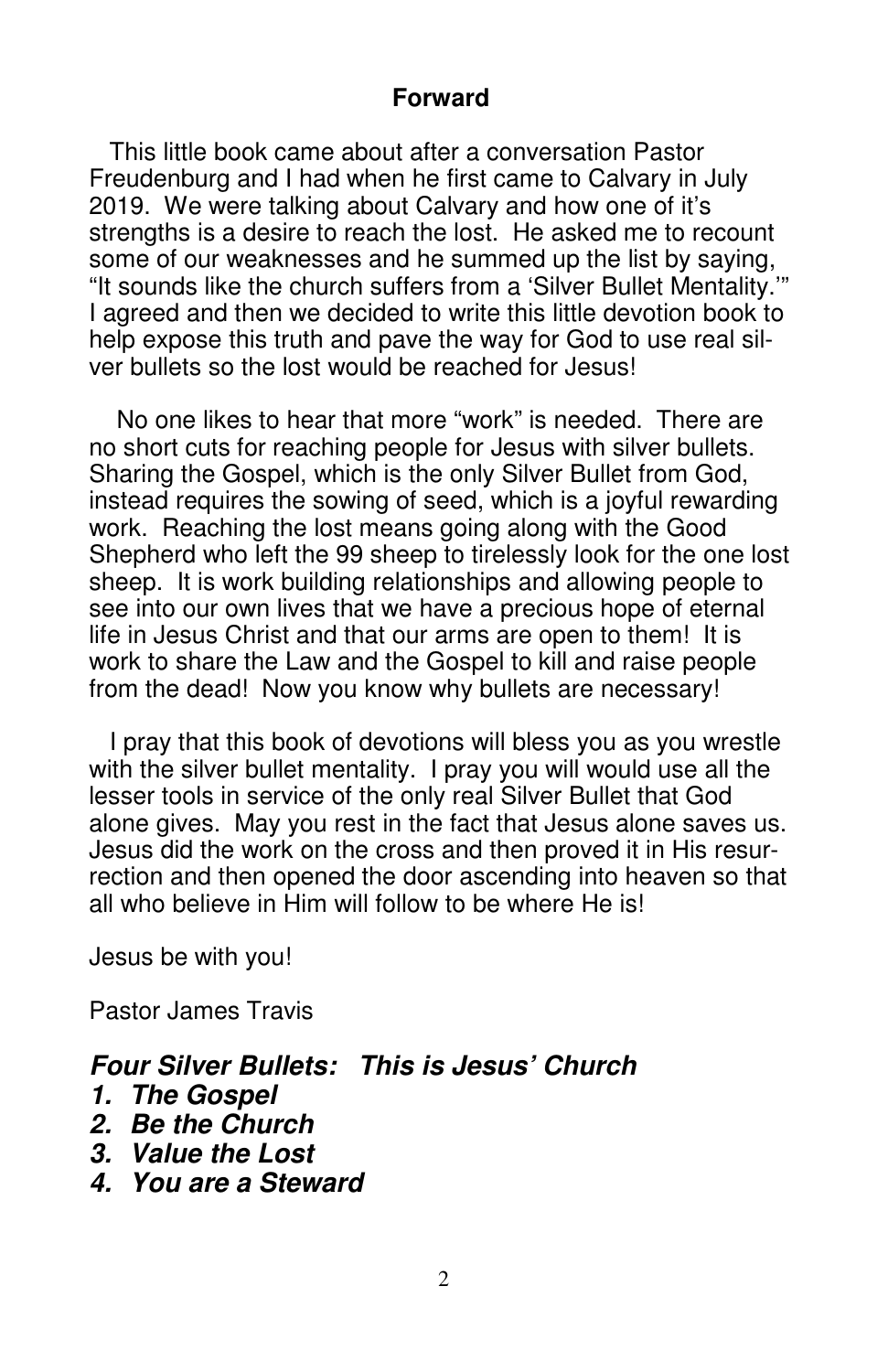## Forward

This little book came about after a conversation Pastor Freudenburg and I had when he first came to Calvary in July 2019. We were talking about Calvary and how one of it's strengths is a desire to reach the lost. He asked me to recount some of our weaknesses and he summed up the list by saying, "It sounds like the church suffers from a 'Silver Bullet Mentality.'" I agreed and then we decided to write this little devotion book to help expose this truth and pave the way for God to use real silver bullets so the lost would be reached for Jesus!

No one likes to hear that more "work" is needed. There are no short cuts for reaching people for Jesus with silver bullets. Sharing the Gospel, which is the only Silver Bullet from God, instead requires the sowing of seed, which is a joyful rewarding work. Reaching the lost means going along with the Good Shepherd who left the 99 sheep to tirelessly look for the one lost sheep. It is work building relationships and allowing people to see into our own lives that we have a precious hope of eternal life in Jesus Christ and that our arms are open to them! It is work to share the Law and the Gospel to kill and raise people from the dead! Now you know why bullets are necessary!

I pray that this book of devotions will bless you as you wrestle with the silver bullet mentality. I pray you will would use all the lesser tools in service of the only real Silver Bullet that God alone gives. May you rest in the fact that Jesus alone saves us. Jesus did the work on the cross and then proved it in His resurrection and then opened the door ascending into heaven so that all who believe in Him will follow to be where He is!

Jesus be with you!

Pastor James Travis

***Four Silver Bullets: This is Jesus' Church***

1. ***The Gospel***
2. ***Be the Church***
3. ***Value the Lost***
4. ***You are a Steward***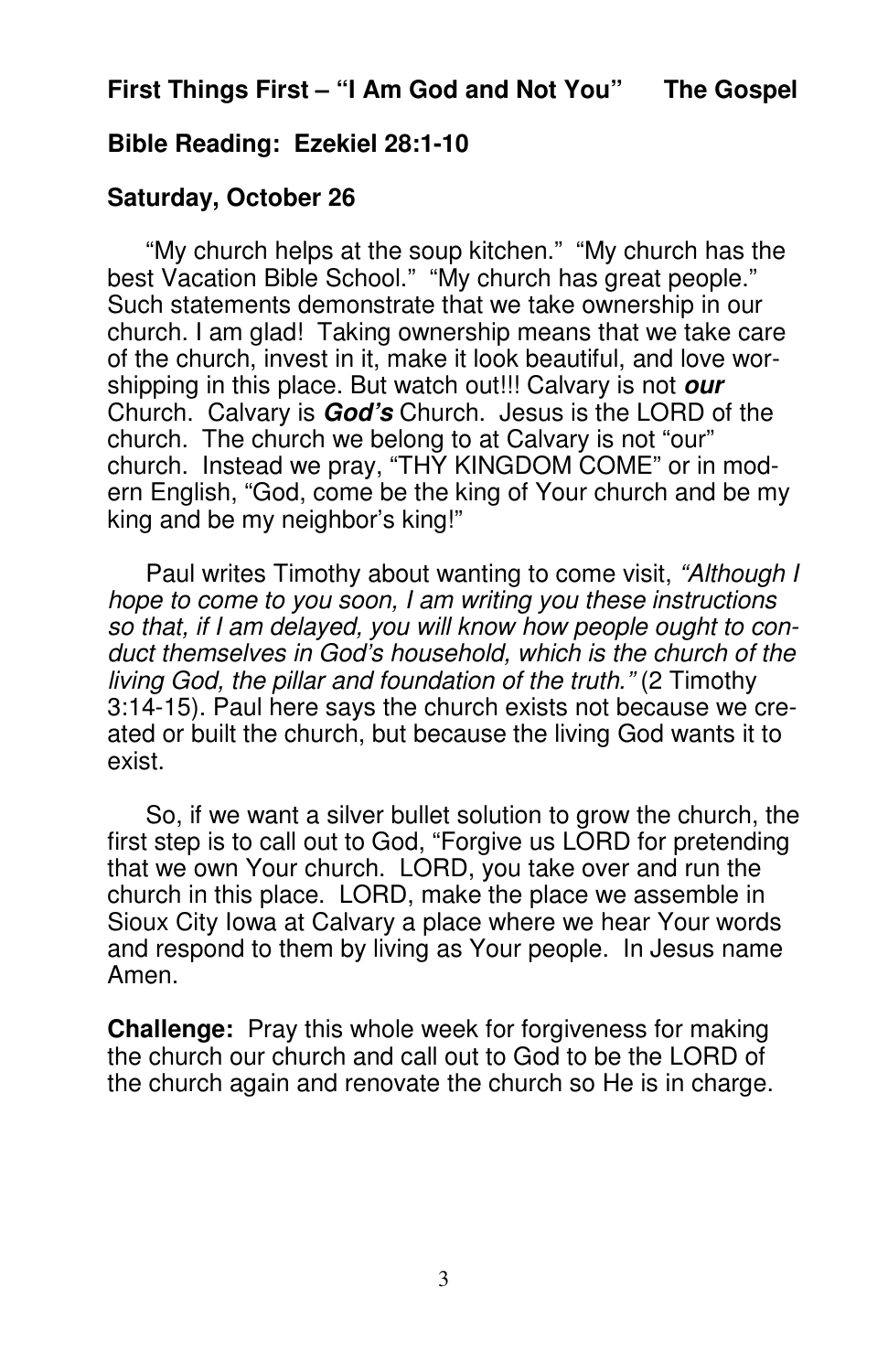**First Things First – "I Am God and Not You"      The Gospel**

**Bible Reading: Ezekiel 28:1-10**

**Saturday, October 26**

"My church helps at the soup kitchen." "My church has the best Vacation Bible School." "My church has great people." Such statements demonstrate that we take ownership in our church. I am glad! Taking ownership means that we take care of the church, invest in it, make it look beautiful, and love worshipping in this place. But watch out!!! Calvary is not ***our*** Church. Calvary is ***God's*** Church. Jesus is the LORD of the church. The church we belong to at Calvary is not "our" church. Instead we pray, "THY KINGDOM COME" or in modern English, "God, come be the king of Your church and be my king and be my neighbor's king!"

Paul writes Timothy about wanting to come visit, *"Although I hope to come to you soon, I am writing you these instructions so that, if I am delayed, you will know how people ought to conduct themselves in God's household, which is the church of the living God, the pillar and foundation of the truth."* (2 Timothy 3:14-15). Paul here says the church exists not because we created or built the church, but because the living God wants it to exist.

So, if we want a silver bullet solution to grow the church, the first step is to call out to God, "Forgive us LORD for pretending that we own Your church. LORD, you take over and run the church in this place. LORD, make the place we assemble in Sioux City Iowa at Calvary a place where we hear Your words and respond to them by living as Your people. In Jesus name Amen.

**Challenge:** Pray this whole week for forgiveness for making the church our church and call out to God to be the LORD of the church again and renovate the church so He is in charge.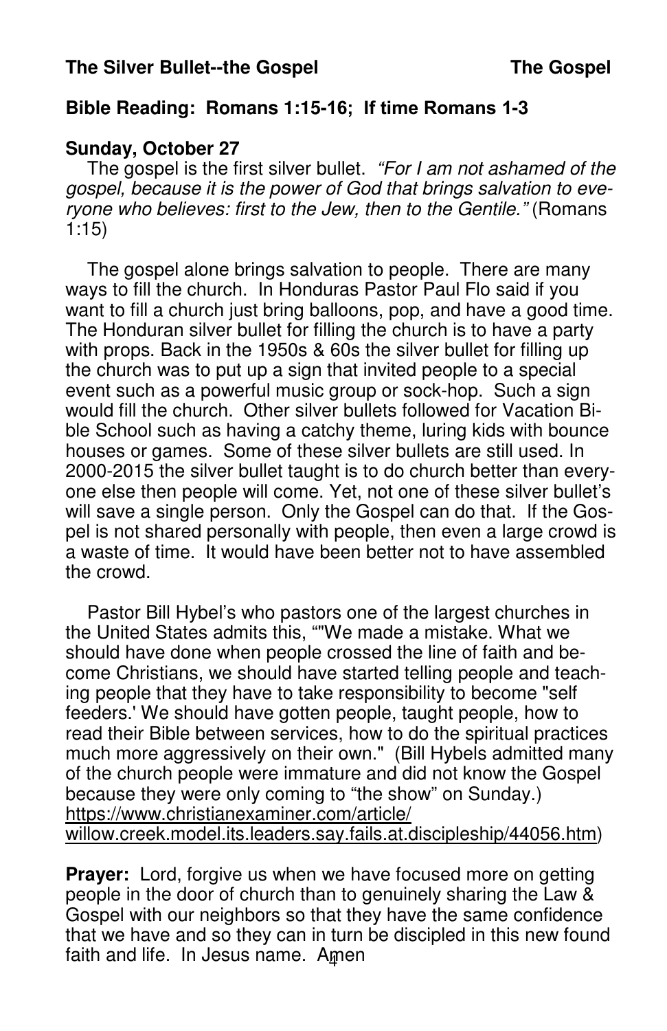**The Silver Bullet--the Gospel** **The Gospel**

**Bible Reading: Romans 1:15-16; If time Romans 1-3**

**Sunday, October 27**

The gospel is the first silver bullet. *"For I am not ashamed of the gospel, because it is the power of God that brings salvation to everyone who believes: first to the Jew, then to the Gentile."* (Romans 1:15)

The gospel alone brings salvation to people. There are many ways to fill the church. In Honduras Pastor Paul Flo said if you want to fill a church just bring balloons, pop, and have a good time. The Honduran silver bullet for filling the church is to have a party with props. Back in the 1950s & 60s the silver bullet for filling up the church was to put up a sign that invited people to a special event such as a powerful music group or sock-hop. Such a sign would fill the church. Other silver bullets followed for Vacation Bible School such as having a catchy theme, luring kids with bounce houses or games. Some of these silver bullets are still used. In 2000-2015 the silver bullet taught is to do church better than everyone else then people will come. Yet, not one of these silver bullet's will save a single person. Only the Gospel can do that. If the Gospel is not shared personally with people, then even a large crowd is a waste of time. It would have been better not to have assembled the crowd.

Pastor Bill Hybel's who pastors one of the largest churches in the United States admits this, ""We made a mistake. What we should have done when people crossed the line of faith and become Christians, we should have started telling people and teaching people that they have to take responsibility to become "self feeders.' We should have gotten people, taught people, how to read their Bible between services, how to do the spiritual practices much more aggressively on their own." (Bill Hybels admitted many of the church people were immature and did not know the Gospel because they were only coming to "the show" on Sunday.) https://www.christianexaminer.com/article/willow.creek.model.its.leaders.say.fails.at.discipleship/44056.htm)

**Prayer:** Lord, forgive us when we have focused more on getting people in the door of church than to genuinely sharing the Law & Gospel with our neighbors so that they have the same confidence that we have and so they can in turn be discipled in this new found faith and life. In Jesus name. Amen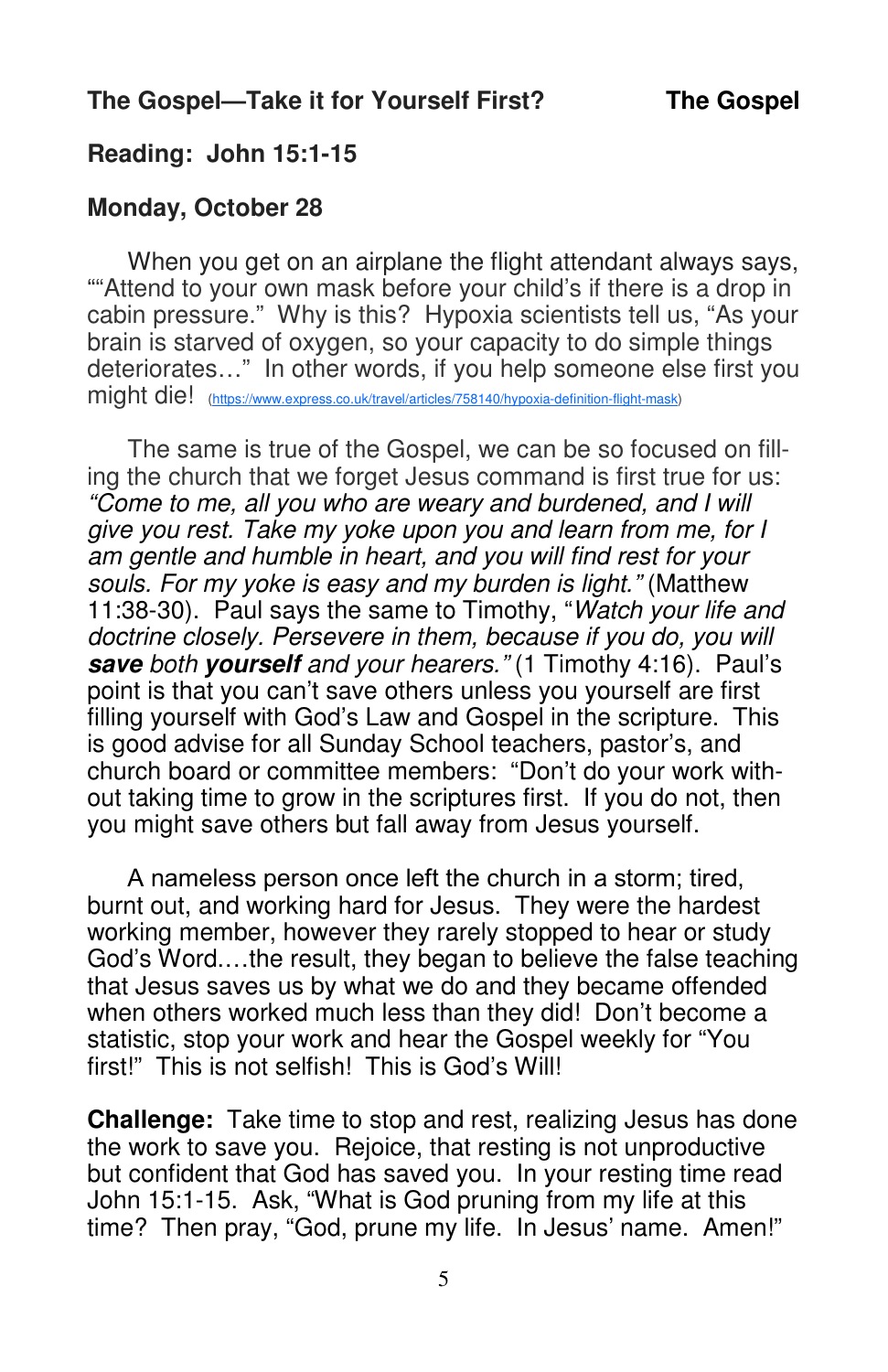**The Gospel—Take it for Yourself First?** **The Gospel**

**Reading: John 15:1-15**

**Monday, October 28**

When you get on an airplane the flight attendant always says, ""Attend to your own mask before your child's if there is a drop in cabin pressure." Why is this? Hypoxia scientists tell us, "As your brain is starved of oxygen, so your capacity to do simple things deteriorates…" In other words, if you help someone else first you might die! (https://www.express.co.uk/travel/articles/758140/hypoxia-definition-flight-mask)

The same is true of the Gospel, we can be so focused on filling the church that we forget Jesus command is first true for us: *"Come to me, all you who are weary and burdened, and I will give you rest. Take my yoke upon you and learn from me, for I am gentle and humble in heart, and you will find rest for your souls. For my yoke is easy and my burden is light."* (Matthew 11:38-30). Paul says the same to Timothy, "*Watch your life and doctrine closely. Persevere in them, because if you do, you will* ***save*** *both* ***yourself*** *and your hearers."* (1 Timothy 4:16). Paul's point is that you can't save others unless you yourself are first filling yourself with God's Law and Gospel in the scripture. This is good advise for all Sunday School teachers, pastor's, and church board or committee members: "Don't do your work without taking time to grow in the scriptures first. If you do not, then you might save others but fall away from Jesus yourself.

A nameless person once left the church in a storm; tired, burnt out, and working hard for Jesus. They were the hardest working member, however they rarely stopped to hear or study God's Word.…the result, they began to believe the false teaching that Jesus saves us by what we do and they became offended when others worked much less than they did! Don't become a statistic, stop your work and hear the Gospel weekly for "You first!" This is not selfish! This is God's Will!

**Challenge:** Take time to stop and rest, realizing Jesus has done the work to save you. Rejoice, that resting is not unproductive but confident that God has saved you. In your resting time read John 15:1-15. Ask, "What is God pruning from my life at this time? Then pray, "God, prune my life. In Jesus' name. Amen!"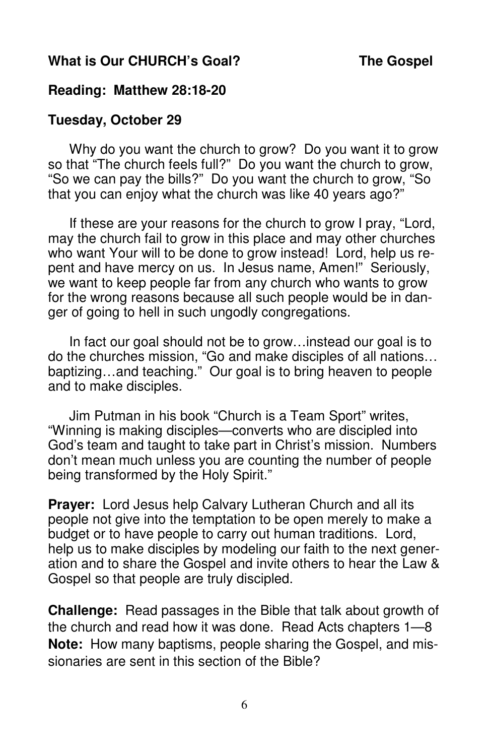**What is Our CHURCH's Goal?** **The Gospel**

**Reading: Matthew 28:18-20**

**Tuesday, October 29**

Why do you want the church to grow? Do you want it to grow so that "The church feels full?" Do you want the church to grow, "So we can pay the bills?" Do you want the church to grow, "So that you can enjoy what the church was like 40 years ago?"

If these are your reasons for the church to grow I pray, "Lord, may the church fail to grow in this place and may other churches who want Your will to be done to grow instead! Lord, help us repent and have mercy on us. In Jesus name, Amen!" Seriously, we want to keep people far from any church who wants to grow for the wrong reasons because all such people would be in danger of going to hell in such ungodly congregations.

In fact our goal should not be to grow…instead our goal is to do the churches mission, "Go and make disciples of all nations… baptizing…and teaching." Our goal is to bring heaven to people and to make disciples.

Jim Putman in his book "Church is a Team Sport" writes, "Winning is making disciples—converts who are discipled into God's team and taught to take part in Christ's mission. Numbers don't mean much unless you are counting the number of people being transformed by the Holy Spirit."

**Prayer:** Lord Jesus help Calvary Lutheran Church and all its people not give into the temptation to be open merely to make a budget or to have people to carry out human traditions. Lord, help us to make disciples by modeling our faith to the next generation and to share the Gospel and invite others to hear the Law & Gospel so that people are truly discipled.

**Challenge:** Read passages in the Bible that talk about growth of the church and read how it was done. Read Acts chapters 1—8
**Note:** How many baptisms, people sharing the Gospel, and missionaries are sent in this section of the Bible?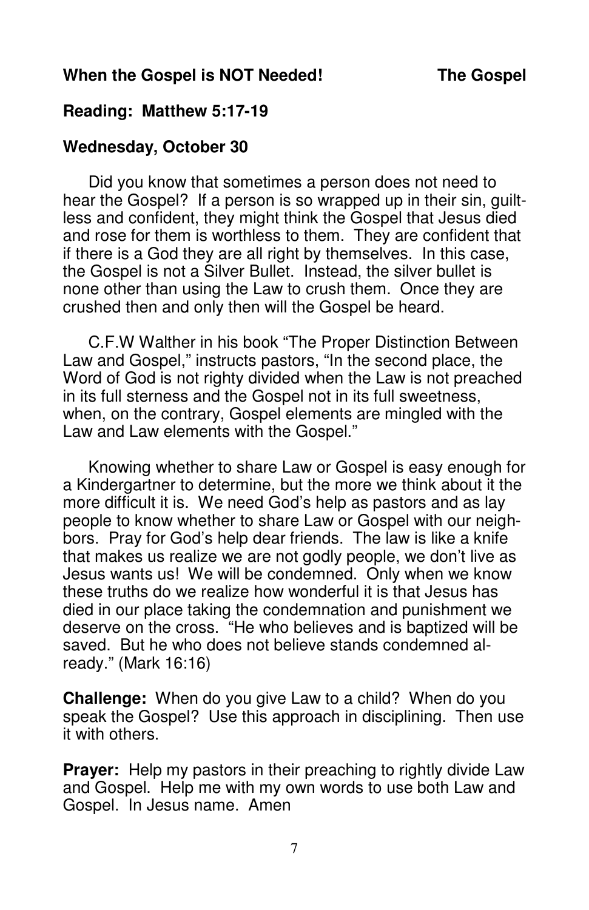**When the Gospel is NOT Needed!** **The Gospel**

**Reading: Matthew 5:17-19**

**Wednesday, October 30**

Did you know that sometimes a person does not need to hear the Gospel? If a person is so wrapped up in their sin, guiltless and confident, they might think the Gospel that Jesus died and rose for them is worthless to them. They are confident that if there is a God they are all right by themselves. In this case, the Gospel is not a Silver Bullet. Instead, the silver bullet is none other than using the Law to crush them. Once they are crushed then and only then will the Gospel be heard.

C.F.W Walther in his book "The Proper Distinction Between Law and Gospel," instructs pastors, "In the second place, the Word of God is not righty divided when the Law is not preached in its full sterness and the Gospel not in its full sweetness, when, on the contrary, Gospel elements are mingled with the Law and Law elements with the Gospel."

Knowing whether to share Law or Gospel is easy enough for a Kindergartner to determine, but the more we think about it the more difficult it is. We need God's help as pastors and as lay people to know whether to share Law or Gospel with our neighbors. Pray for God's help dear friends. The law is like a knife that makes us realize we are not godly people, we don't live as Jesus wants us! We will be condemned. Only when we know these truths do we realize how wonderful it is that Jesus has died in our place taking the condemnation and punishment we deserve on the cross. "He who believes and is baptized will be saved. But he who does not believe stands condemned already." (Mark 16:16)

**Challenge:** When do you give Law to a child? When do you speak the Gospel? Use this approach in disciplining. Then use it with others.

**Prayer:** Help my pastors in their preaching to rightly divide Law and Gospel. Help me with my own words to use both Law and Gospel. In Jesus name. Amen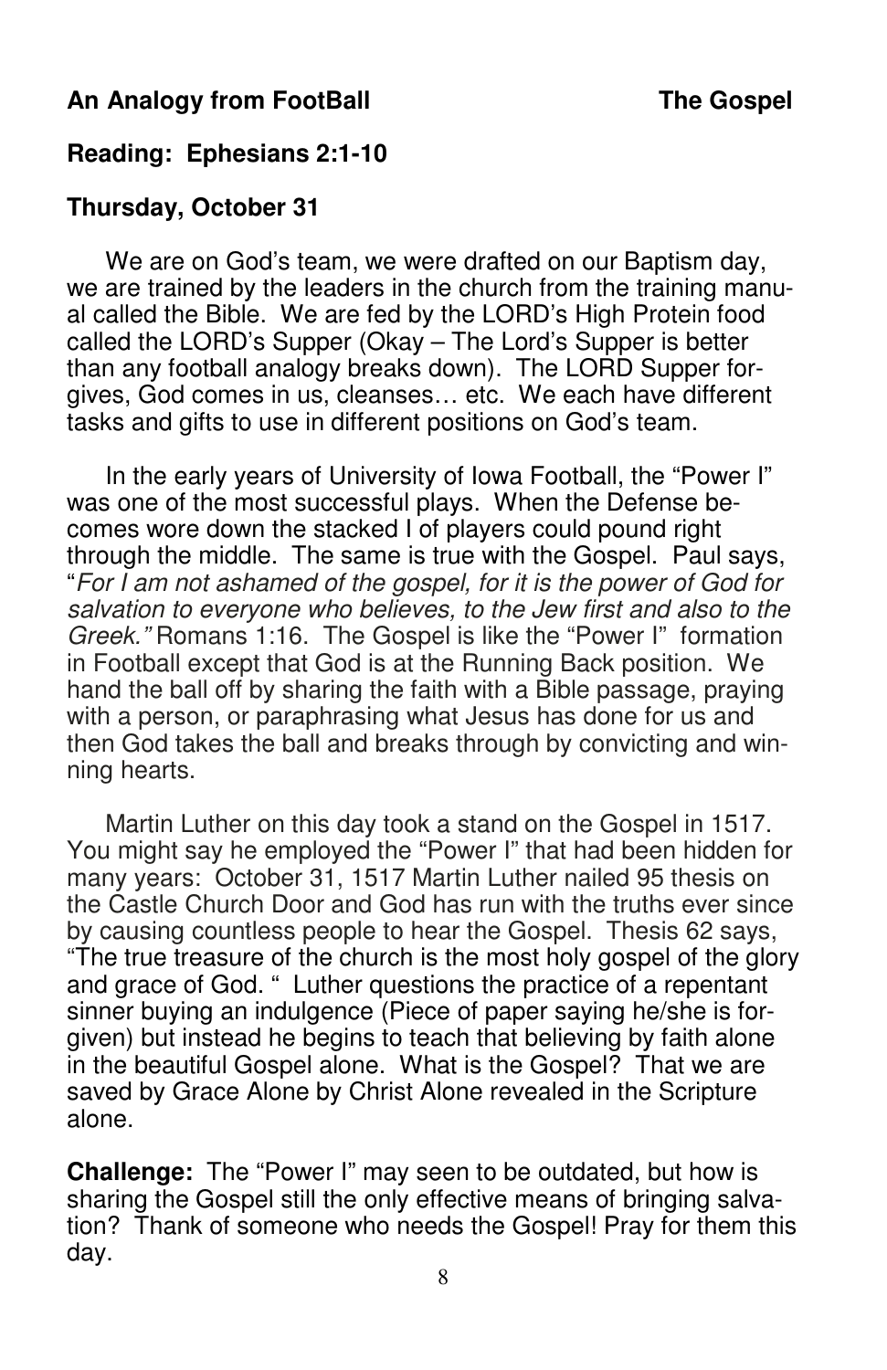**An Analogy from FootBall** **The Gospel**

**Reading: Ephesians 2:1-10**

**Thursday, October 31**

We are on God's team, we were drafted on our Baptism day, we are trained by the leaders in the church from the training manual called the Bible. We are fed by the LORD's High Protein food called the LORD's Supper (Okay – The Lord's Supper is better than any football analogy breaks down). The LORD Supper forgives, God comes in us, cleanses… etc. We each have different tasks and gifts to use in different positions on God's team.

In the early years of University of Iowa Football, the "Power I" was one of the most successful plays. When the Defense becomes wore down the stacked I of players could pound right through the middle. The same is true with the Gospel. Paul says, "*For I am not ashamed of the gospel, for it is the power of God for salvation to everyone who believes, to the Jew first and also to the Greek."* Romans 1:16. The Gospel is like the "Power I" formation in Football except that God is at the Running Back position. We hand the ball off by sharing the faith with a Bible passage, praying with a person, or paraphrasing what Jesus has done for us and then God takes the ball and breaks through by convicting and winning hearts.

Martin Luther on this day took a stand on the Gospel in 1517. You might say he employed the "Power I" that had been hidden for many years: October 31, 1517 Martin Luther nailed 95 thesis on the Castle Church Door and God has run with the truths ever since by causing countless people to hear the Gospel. Thesis 62 says, "The true treasure of the church is the most holy gospel of the glory and grace of God. " Luther questions the practice of a repentant sinner buying an indulgence (Piece of paper saying he/she is forgiven) but instead he begins to teach that believing by faith alone in the beautiful Gospel alone. What is the Gospel? That we are saved by Grace Alone by Christ Alone revealed in the Scripture alone.

**Challenge:** The "Power I" may seen to be outdated, but how is sharing the Gospel still the only effective means of bringing salvation? Thank of someone who needs the Gospel! Pray for them this day.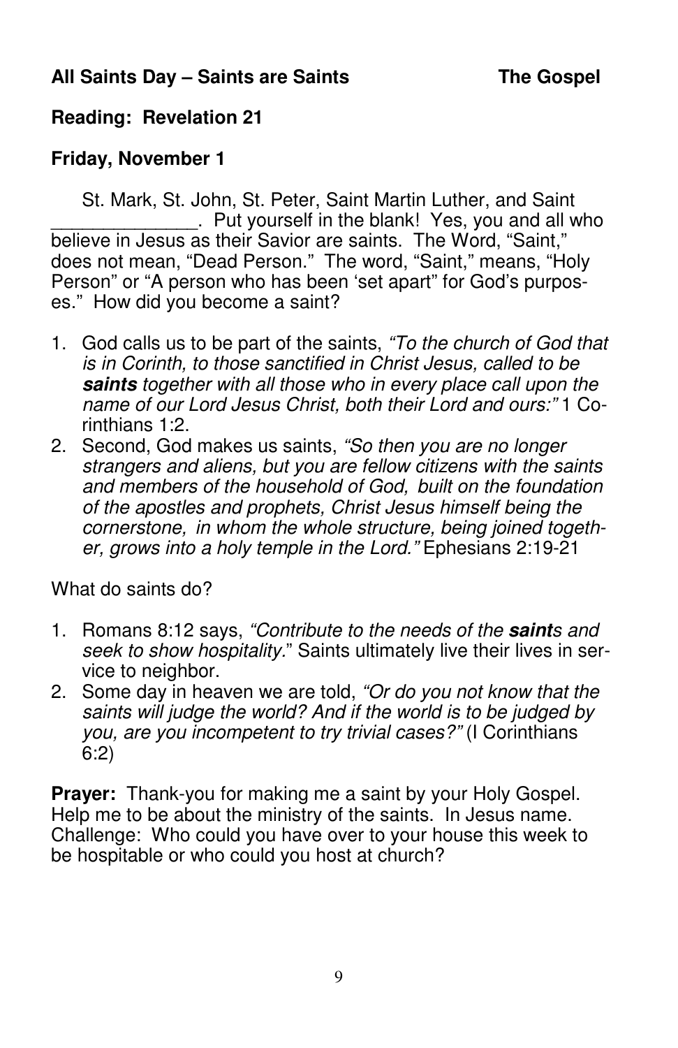**All Saints Day – Saints are Saints** **The Gospel**

**Reading: Revelation 21**

**Friday, November 1**

St. Mark, St. John, St. Peter, Saint Martin Luther, and Saint _______________. Put yourself in the blank! Yes, you and all who believe in Jesus as their Savior are saints. The Word, "Saint," does not mean, "Dead Person." The word, "Saint," means, "Holy Person" or "A person who has been 'set apart" for God's purposes." How did you become a saint?

1. God calls us to be part of the saints, *"To the church of God that is in Corinth, to those sanctified in Christ Jesus, called to be **saints** together with all those who in every place call upon the name of our Lord Jesus Christ, both their Lord and ours:"* 1 Corinthians 1:2.
2. Second, God makes us saints, *"So then you are no longer strangers and aliens, but you are fellow citizens with the saints and members of the household of God, built on the foundation of the apostles and prophets, Christ Jesus himself being the cornerstone, in whom the whole structure, being joined together, grows into a holy temple in the Lord."* Ephesians 2:19-21

What do saints do?

1. Romans 8:12 says, *"Contribute to the needs of the **saint**s and seek to show hospitality.*" Saints ultimately live their lives in service to neighbor.
2. Some day in heaven we are told, *"Or do you not know that the saints will judge the world? And if the world is to be judged by you, are you incompetent to try trivial cases?"* (I Corinthians 6:2)

**Prayer:** Thank-you for making me a saint by your Holy Gospel. Help me to be about the ministry of the saints. In Jesus name.
Challenge: Who could you have over to your house this week to be hospitable or who could you host at church?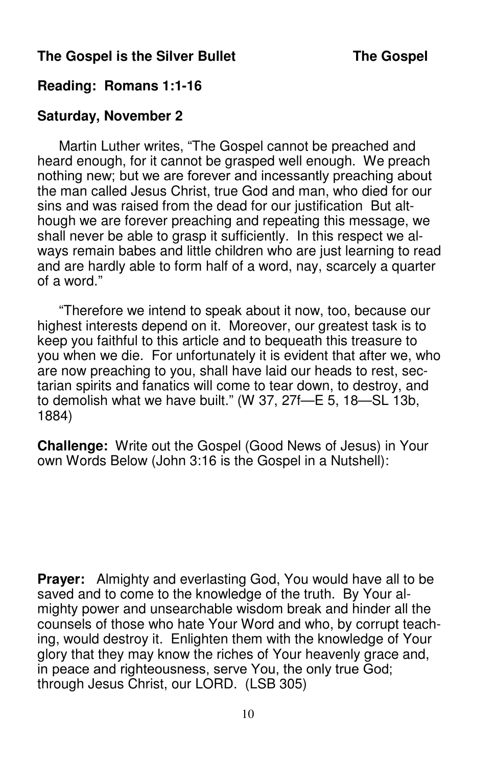**The Gospel is the Silver Bullet** **The Gospel**

**Reading: Romans 1:1-16**

**Saturday, November 2**

Martin Luther writes, "The Gospel cannot be preached and heard enough, for it cannot be grasped well enough. We preach nothing new; but we are forever and incessantly preaching about the man called Jesus Christ, true God and man, who died for our sins and was raised from the dead for our justification But although we are forever preaching and repeating this message, we shall never be able to grasp it sufficiently. In this respect we always remain babes and little children who are just learning to read and are hardly able to form half of a word, nay, scarcely a quarter of a word."

"Therefore we intend to speak about it now, too, because our highest interests depend on it. Moreover, our greatest task is to keep you faithful to this article and to bequeath this treasure to you when we die. For unfortunately it is evident that after we, who are now preaching to you, shall have laid our heads to rest, sectarian spirits and fanatics will come to tear down, to destroy, and to demolish what we have built." (W 37, 27f—E 5, 18—SL 13b, 1884)

**Challenge:** Write out the Gospel (Good News of Jesus) in Your own Words Below (John 3:16 is the Gospel in a Nutshell):

**Prayer:** Almighty and everlasting God, You would have all to be saved and to come to the knowledge of the truth. By Your almighty power and unsearchable wisdom break and hinder all the counsels of those who hate Your Word and who, by corrupt teaching, would destroy it. Enlighten them with the knowledge of Your glory that they may know the riches of Your heavenly grace and, in peace and righteousness, serve You, the only true God; through Jesus Christ, our LORD. (LSB 305)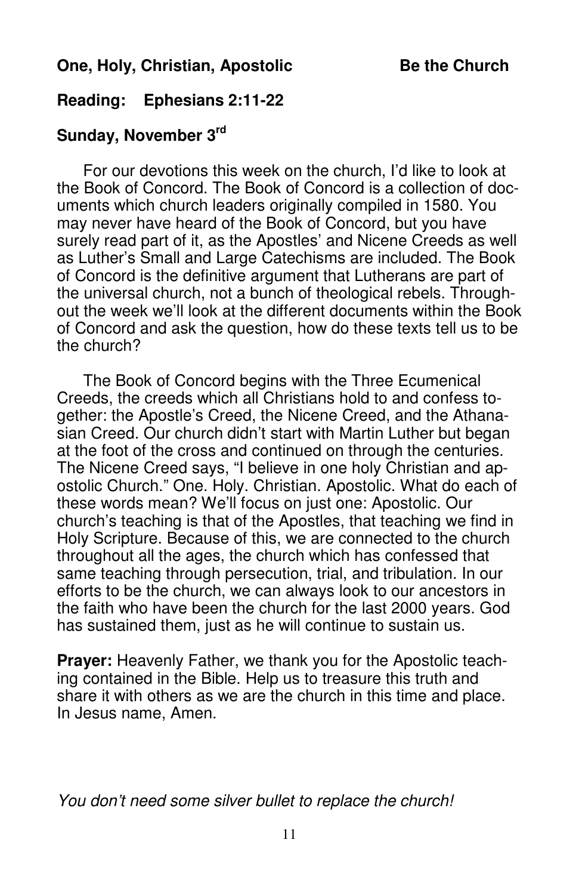**One, Holy, Christian, Apostolic** **Be the Church**

**Reading: Ephesians 2:11-22**

**Sunday, November 3rd**

For our devotions this week on the church, I'd like to look at the Book of Concord. The Book of Concord is a collection of documents which church leaders originally compiled in 1580. You may never have heard of the Book of Concord, but you have surely read part of it, as the Apostles' and Nicene Creeds as well as Luther's Small and Large Catechisms are included. The Book of Concord is the definitive argument that Lutherans are part of the universal church, not a bunch of theological rebels. Throughout the week we'll look at the different documents within the Book of Concord and ask the question, how do these texts tell us to be the church?

The Book of Concord begins with the Three Ecumenical Creeds, the creeds which all Christians hold to and confess together: the Apostle's Creed, the Nicene Creed, and the Athanasian Creed. Our church didn't start with Martin Luther but began at the foot of the cross and continued on through the centuries. The Nicene Creed says, "I believe in one holy Christian and apostolic Church." One. Holy. Christian. Apostolic. What do each of these words mean? We'll focus on just one: Apostolic. Our church's teaching is that of the Apostles, that teaching we find in Holy Scripture. Because of this, we are connected to the church throughout all the ages, the church which has confessed that same teaching through persecution, trial, and tribulation. In our efforts to be the church, we can always look to our ancestors in the faith who have been the church for the last 2000 years. God has sustained them, just as he will continue to sustain us.

**Prayer:** Heavenly Father, we thank you for the Apostolic teaching contained in the Bible. Help us to treasure this truth and share it with others as we are the church in this time and place. In Jesus name, Amen.

*You don't need some silver bullet to replace the church!*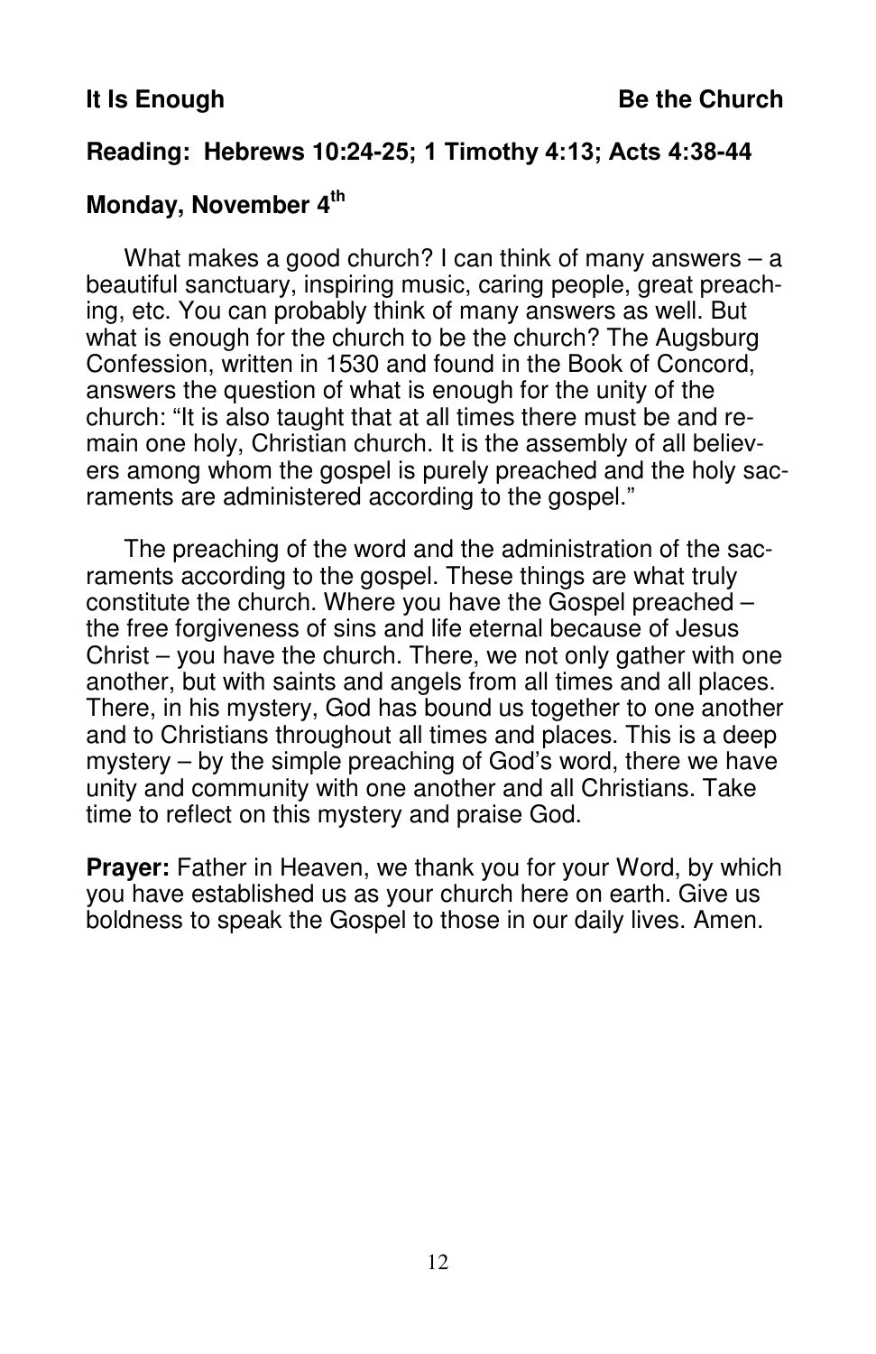**It Is Enough** **Be the Church**

**Reading: Hebrews 10:24-25; 1 Timothy 4:13; Acts 4:38-44**

**Monday, November 4th**

What makes a good church? I can think of many answers – a beautiful sanctuary, inspiring music, caring people, great preaching, etc. You can probably think of many answers as well. But what is enough for the church to be the church? The Augsburg Confession, written in 1530 and found in the Book of Concord, answers the question of what is enough for the unity of the church: "It is also taught that at all times there must be and remain one holy, Christian church. It is the assembly of all believers among whom the gospel is purely preached and the holy sacraments are administered according to the gospel."

The preaching of the word and the administration of the sacraments according to the gospel. These things are what truly constitute the church. Where you have the Gospel preached – the free forgiveness of sins and life eternal because of Jesus Christ – you have the church. There, we not only gather with one another, but with saints and angels from all times and all places. There, in his mystery, God has bound us together to one another and to Christians throughout all times and places. This is a deep mystery – by the simple preaching of God's word, there we have unity and community with one another and all Christians. Take time to reflect on this mystery and praise God.

**Prayer:** Father in Heaven, we thank you for your Word, by which you have established us as your church here on earth. Give us boldness to speak the Gospel to those in our daily lives. Amen.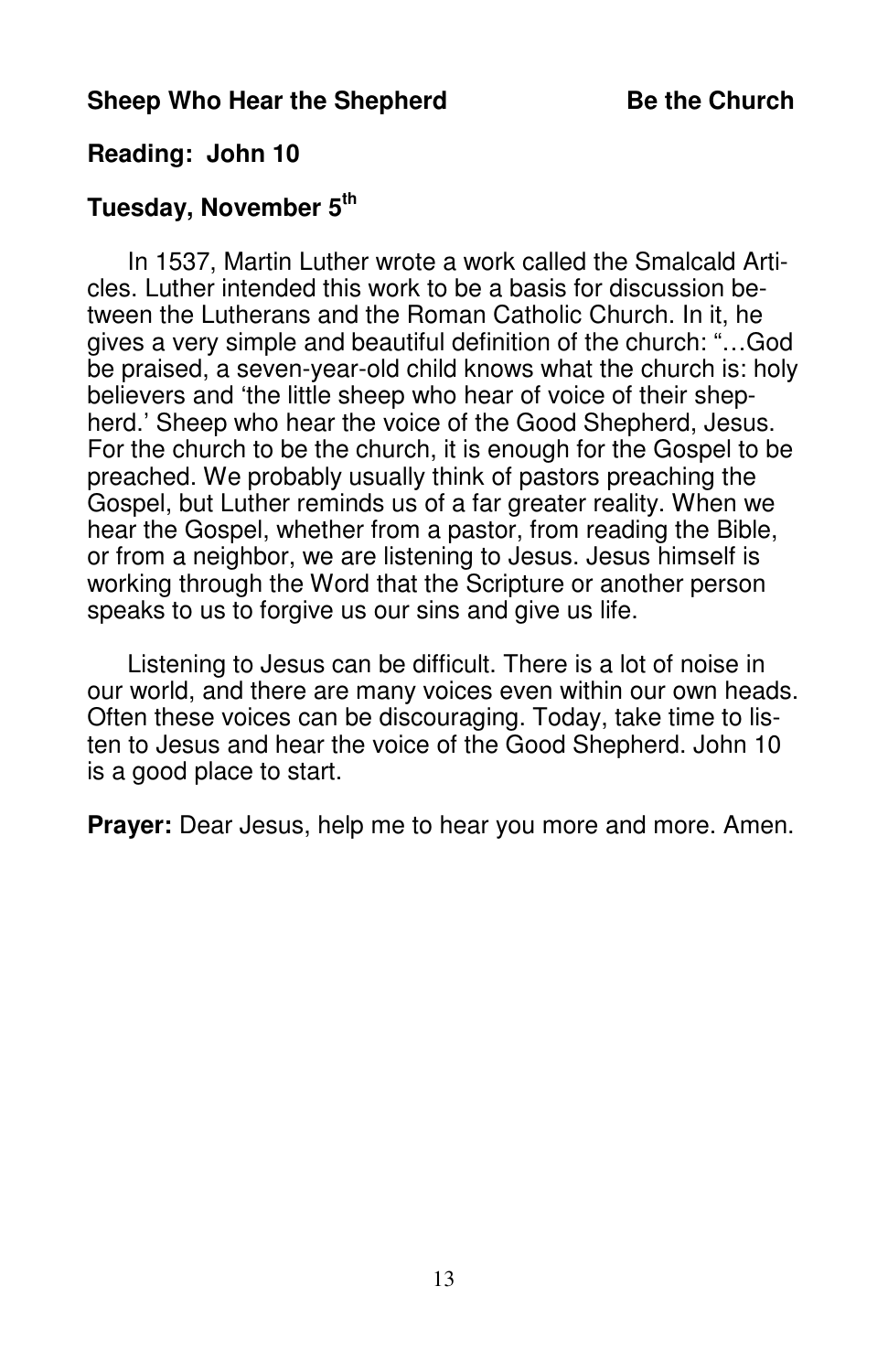**Sheep Who Hear the Shepherd** **Be the Church**

**Reading: John 10**

**Tuesday, November 5th**

In 1537, Martin Luther wrote a work called the Smalcald Articles. Luther intended this work to be a basis for discussion between the Lutherans and the Roman Catholic Church. In it, he gives a very simple and beautiful definition of the church: "…God be praised, a seven-year-old child knows what the church is: holy believers and 'the little sheep who hear of voice of their shepherd.' Sheep who hear the voice of the Good Shepherd, Jesus. For the church to be the church, it is enough for the Gospel to be preached. We probably usually think of pastors preaching the Gospel, but Luther reminds us of a far greater reality. When we hear the Gospel, whether from a pastor, from reading the Bible, or from a neighbor, we are listening to Jesus. Jesus himself is working through the Word that the Scripture or another person speaks to us to forgive us our sins and give us life.

Listening to Jesus can be difficult. There is a lot of noise in our world, and there are many voices even within our own heads. Often these voices can be discouraging. Today, take time to listen to Jesus and hear the voice of the Good Shepherd. John 10 is a good place to start.

**Prayer:** Dear Jesus, help me to hear you more and more. Amen.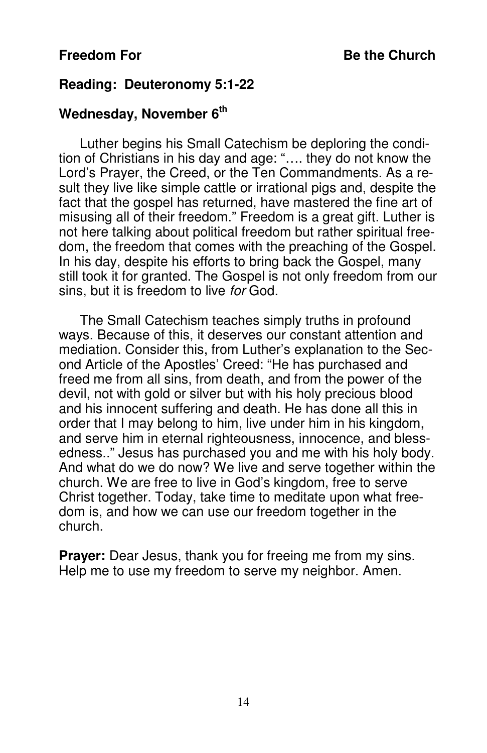**Freedom For** **Be the Church**

**Reading: Deuteronomy 5:1-22**

**Wednesday, November 6th**

Luther begins his Small Catechism be deploring the condition of Christians in his day and age: "…. they do not know the Lord's Prayer, the Creed, or the Ten Commandments. As a result they live like simple cattle or irrational pigs and, despite the fact that the gospel has returned, have mastered the fine art of misusing all of their freedom." Freedom is a great gift. Luther is not here talking about political freedom but rather spiritual freedom, the freedom that comes with the preaching of the Gospel. In his day, despite his efforts to bring back the Gospel, many still took it for granted. The Gospel is not only freedom from our sins, but it is freedom to live *for* God.

The Small Catechism teaches simply truths in profound ways. Because of this, it deserves our constant attention and mediation. Consider this, from Luther's explanation to the Second Article of the Apostles' Creed: "He has purchased and freed me from all sins, from death, and from the power of the devil, not with gold or silver but with his holy precious blood and his innocent suffering and death. He has done all this in order that I may belong to him, live under him in his kingdom, and serve him in eternal righteousness, innocence, and blessedness.." Jesus has purchased you and me with his holy body. And what do we do now? We live and serve together within the church. We are free to live in God's kingdom, free to serve Christ together. Today, take time to meditate upon what freedom is, and how we can use our freedom together in the church.

**Prayer:** Dear Jesus, thank you for freeing me from my sins. Help me to use my freedom to serve my neighbor. Amen.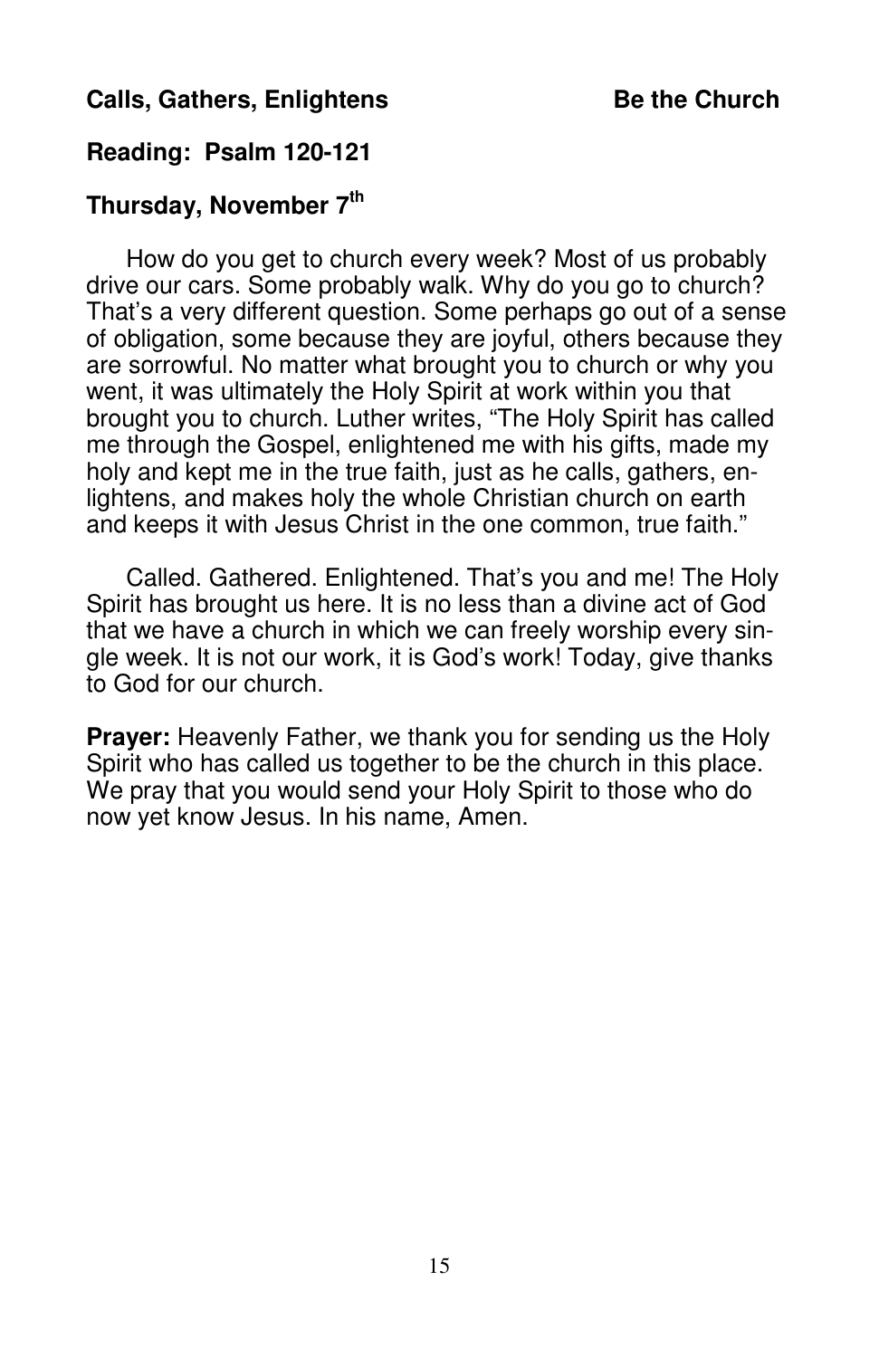**Calls, Gathers, Enlightens** **Be the Church**

**Reading: Psalm 120-121**

**Thursday, November 7th**

How do you get to church every week? Most of us probably drive our cars. Some probably walk. Why do you go to church? That's a very different question. Some perhaps go out of a sense of obligation, some because they are joyful, others because they are sorrowful. No matter what brought you to church or why you went, it was ultimately the Holy Spirit at work within you that brought you to church. Luther writes, "The Holy Spirit has called me through the Gospel, enlightened me with his gifts, made my holy and kept me in the true faith, just as he calls, gathers, enlightens, and makes holy the whole Christian church on earth and keeps it with Jesus Christ in the one common, true faith."

Called. Gathered. Enlightened. That's you and me! The Holy Spirit has brought us here. It is no less than a divine act of God that we have a church in which we can freely worship every single week. It is not our work, it is God's work! Today, give thanks to God for our church.

**Prayer:** Heavenly Father, we thank you for sending us the Holy Spirit who has called us together to be the church in this place. We pray that you would send your Holy Spirit to those who do now yet know Jesus. In his name, Amen.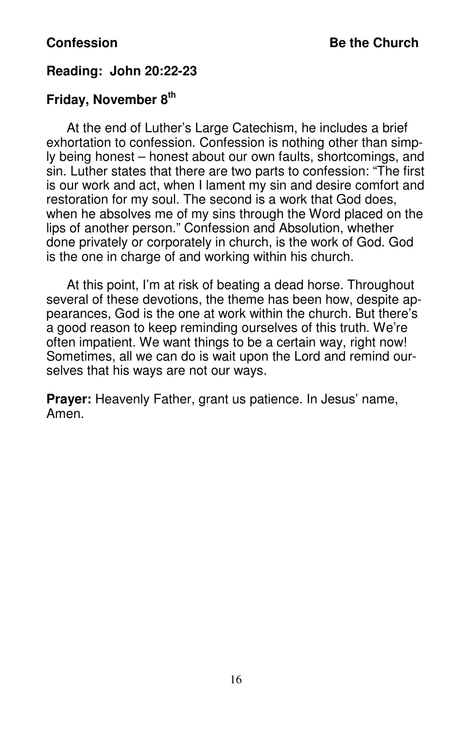**Confession** **Be the Church**

**Reading: John 20:22-23**

**Friday, November 8th**

At the end of Luther's Large Catechism, he includes a brief exhortation to confession. Confession is nothing other than simply being honest – honest about our own faults, shortcomings, and sin. Luther states that there are two parts to confession: "The first is our work and act, when I lament my sin and desire comfort and restoration for my soul. The second is a work that God does, when he absolves me of my sins through the Word placed on the lips of another person." Confession and Absolution, whether done privately or corporately in church, is the work of God. God is the one in charge of and working within his church.

At this point, I'm at risk of beating a dead horse. Throughout several of these devotions, the theme has been how, despite appearances, God is the one at work within the church. But there's a good reason to keep reminding ourselves of this truth. We're often impatient. We want things to be a certain way, right now! Sometimes, all we can do is wait upon the Lord and remind ourselves that his ways are not our ways.

**Prayer:** Heavenly Father, grant us patience. In Jesus' name, Amen.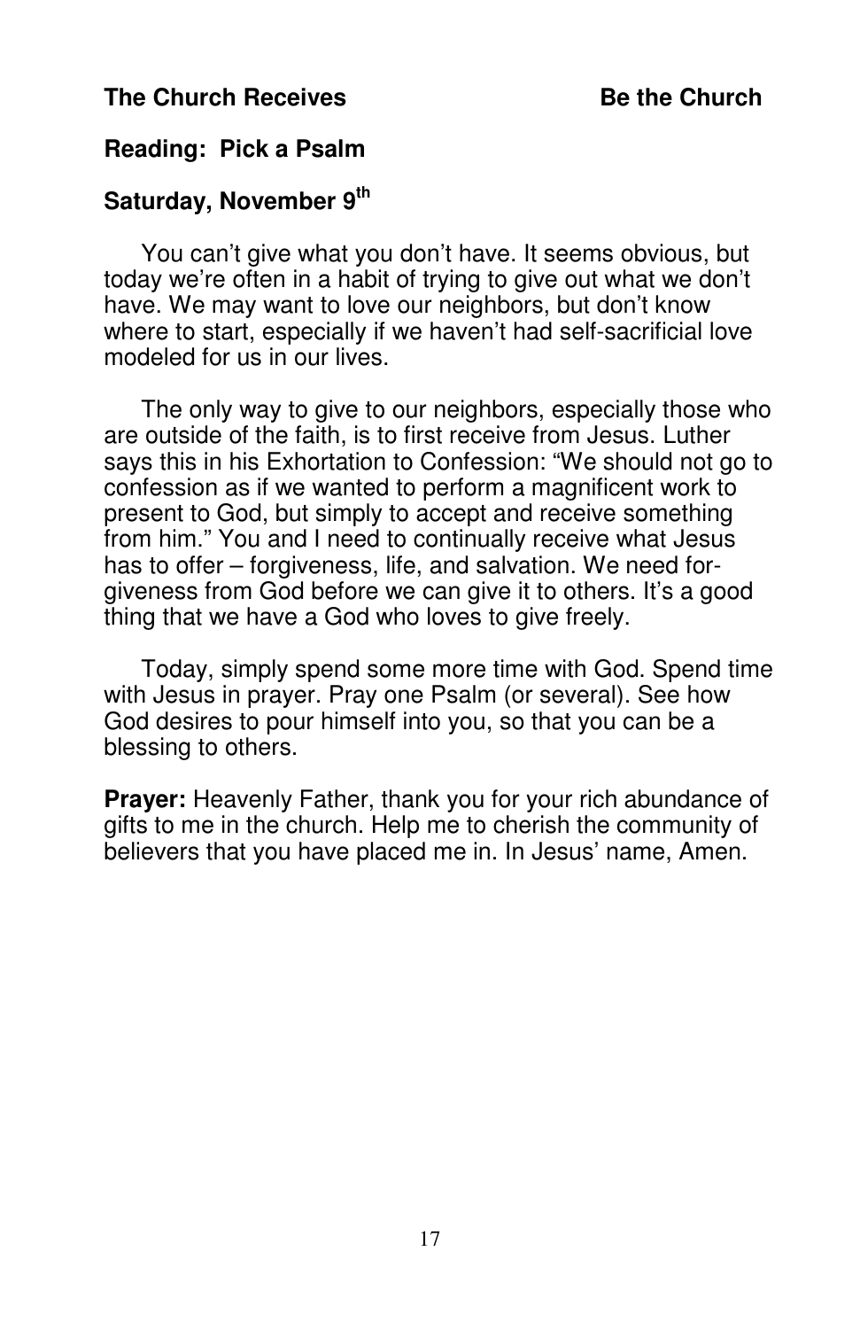**The Church Receives** **Be the Church**

**Reading: Pick a Psalm**

**Saturday, November 9th**

You can't give what you don't have. It seems obvious, but today we're often in a habit of trying to give out what we don't have. We may want to love our neighbors, but don't know where to start, especially if we haven't had self-sacrificial love modeled for us in our lives.

The only way to give to our neighbors, especially those who are outside of the faith, is to first receive from Jesus. Luther says this in his Exhortation to Confession: "We should not go to confession as if we wanted to perform a magnificent work to present to God, but simply to accept and receive something from him." You and I need to continually receive what Jesus has to offer – forgiveness, life, and salvation. We need forgiveness from God before we can give it to others. It's a good thing that we have a God who loves to give freely.

Today, simply spend some more time with God. Spend time with Jesus in prayer. Pray one Psalm (or several). See how God desires to pour himself into you, so that you can be a blessing to others.

**Prayer:** Heavenly Father, thank you for your rich abundance of gifts to me in the church. Help me to cherish the community of believers that you have placed me in. In Jesus' name, Amen.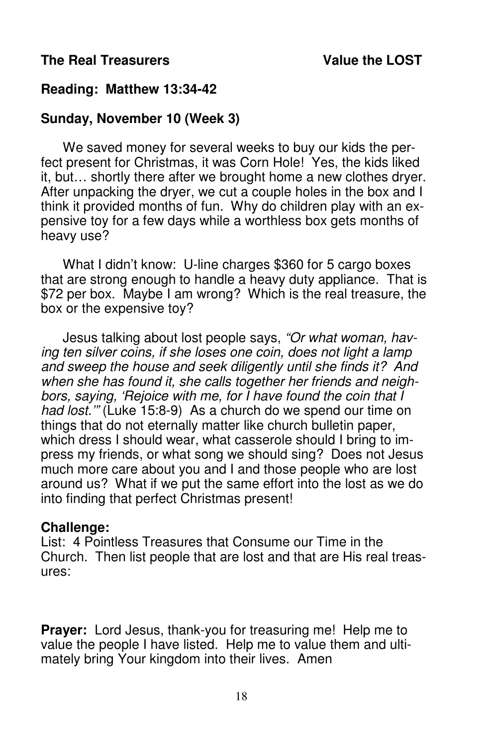**The Real Treasurers** **Value the LOST**

**Reading: Matthew 13:34-42**

**Sunday, November 10 (Week 3)**

We saved money for several weeks to buy our kids the perfect present for Christmas, it was Corn Hole! Yes, the kids liked it, but… shortly there after we brought home a new clothes dryer. After unpacking the dryer, we cut a couple holes in the box and I think it provided months of fun. Why do children play with an expensive toy for a few days while a worthless box gets months of heavy use?

What I didn't know: U-line charges $360 for 5 cargo boxes that are strong enough to handle a heavy duty appliance. That is $72 per box. Maybe I am wrong? Which is the real treasure, the box or the expensive toy?

Jesus talking about lost people says, *"Or what woman, having ten silver coins, if she loses one coin, does not light a lamp and sweep the house and seek diligently until she finds it? And when she has found it, she calls together her friends and neighbors, saying, 'Rejoice with me, for I have found the coin that I had lost.'"* (Luke 15:8-9) As a church do we spend our time on things that do not eternally matter like church bulletin paper, which dress I should wear, what casserole should I bring to impress my friends, or what song we should sing? Does not Jesus much more care about you and I and those people who are lost around us? What if we put the same effort into the lost as we do into finding that perfect Christmas present!

**Challenge:**
List: 4 Pointless Treasures that Consume our Time in the Church. Then list people that are lost and that are His real treasures:

**Prayer:** Lord Jesus, thank-you for treasuring me! Help me to value the people I have listed. Help me to value them and ultimately bring Your kingdom into their lives. Amen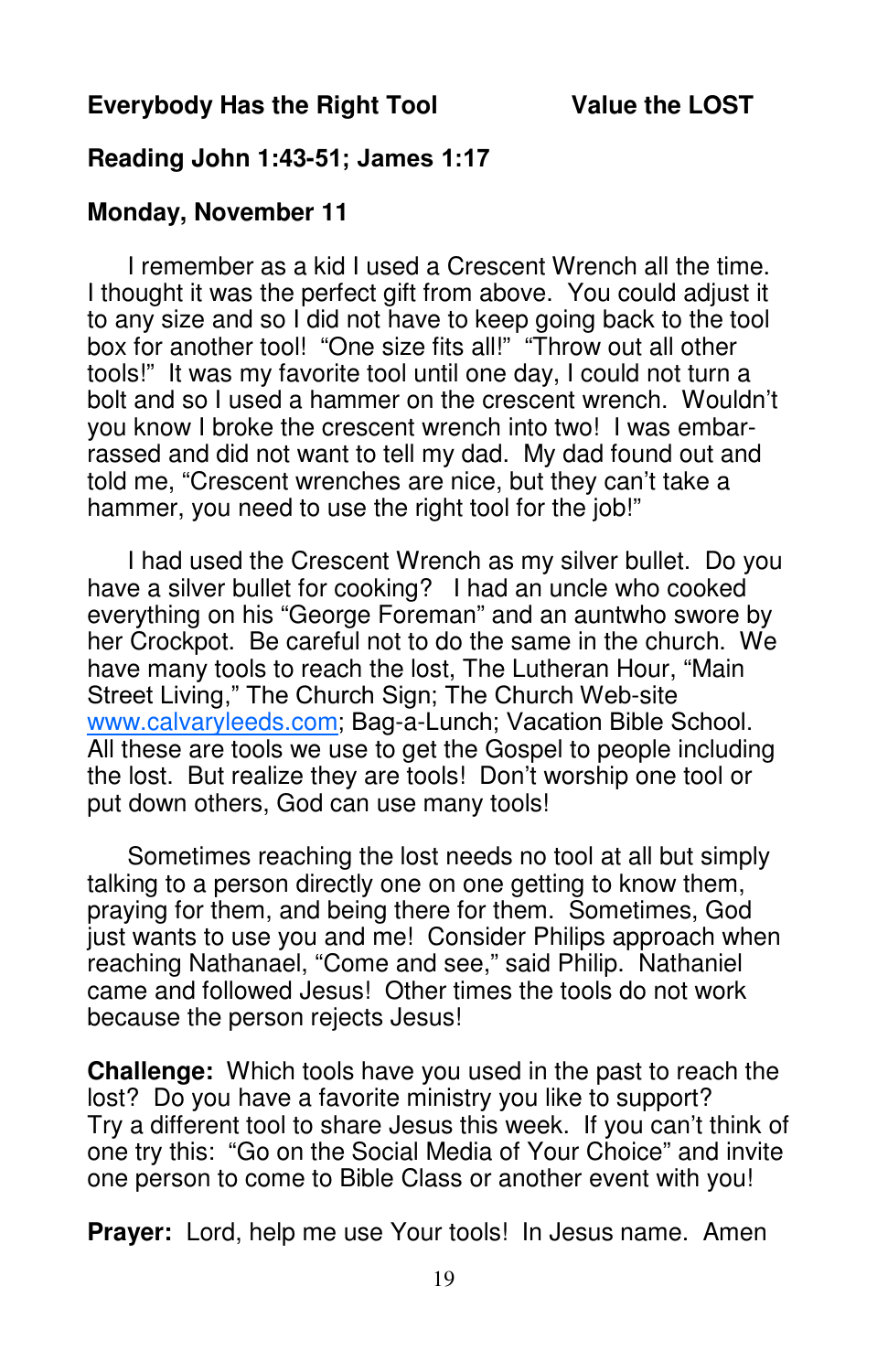**Everybody Has the Right Tool** **Value the LOST**

**Reading John 1:43-51; James 1:17**

**Monday, November 11**

I remember as a kid I used a Crescent Wrench all the time. I thought it was the perfect gift from above. You could adjust it to any size and so I did not have to keep going back to the tool box for another tool! "One size fits all!" "Throw out all other tools!" It was my favorite tool until one day, I could not turn a bolt and so I used a hammer on the crescent wrench. Wouldn't you know I broke the crescent wrench into two! I was embarrassed and did not want to tell my dad. My dad found out and told me, "Crescent wrenches are nice, but they can't take a hammer, you need to use the right tool for the job!"

I had used the Crescent Wrench as my silver bullet. Do you have a silver bullet for cooking? I had an uncle who cooked everything on his "George Foreman" and an auntwho swore by her Crockpot. Be careful not to do the same in the church. We have many tools to reach the lost, The Lutheran Hour, "Main Street Living," The Church Sign; The Church Web-site www.calvaryleeds.com; Bag-a-Lunch; Vacation Bible School. All these are tools we use to get the Gospel to people including the lost. But realize they are tools! Don't worship one tool or put down others, God can use many tools!

Sometimes reaching the lost needs no tool at all but simply talking to a person directly one on one getting to know them, praying for them, and being there for them. Sometimes, God just wants to use you and me! Consider Philips approach when reaching Nathanael, "Come and see," said Philip. Nathaniel came and followed Jesus! Other times the tools do not work because the person rejects Jesus!

**Challenge:** Which tools have you used in the past to reach the lost? Do you have a favorite ministry you like to support? Try a different tool to share Jesus this week. If you can't think of one try this: "Go on the Social Media of Your Choice" and invite one person to come to Bible Class or another event with you!

**Prayer:** Lord, help me use Your tools! In Jesus name. Amen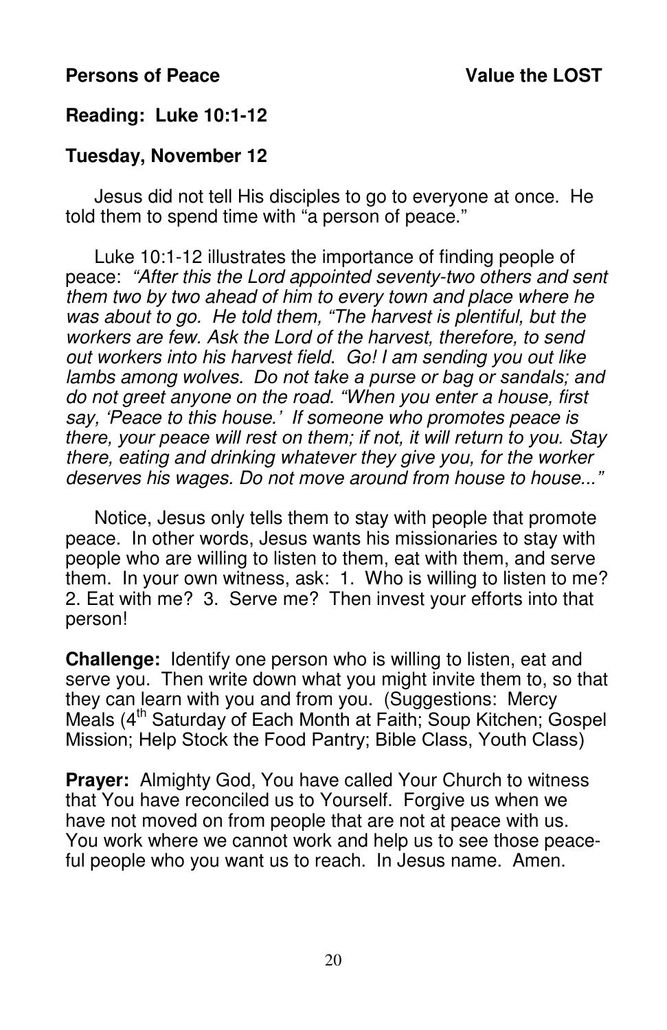**Persons of Peace** **Value the LOST**

**Reading: Luke 10:1-12**

**Tuesday, November 12**

Jesus did not tell His disciples to go to everyone at once. He told them to spend time with "a person of peace."

Luke 10:1-12 illustrates the importance of finding people of peace: *"After this the Lord appointed seventy-two others and sent them two by two ahead of him to every town and place where he was about to go. He told them, "The harvest is plentiful, but the workers are few. Ask the Lord of the harvest, therefore, to send out workers into his harvest field. Go! I am sending you out like lambs among wolves. Do not take a purse or bag or sandals; and do not greet anyone on the road. "When you enter a house, first say, 'Peace to this house.' If someone who promotes peace is there, your peace will rest on them; if not, it will return to you. Stay there, eating and drinking whatever they give you, for the worker deserves his wages. Do not move around from house to house..."*

Notice, Jesus only tells them to stay with people that promote peace. In other words, Jesus wants his missionaries to stay with people who are willing to listen to them, eat with them, and serve them. In your own witness, ask: 1. Who is willing to listen to me? 2. Eat with me? 3. Serve me? Then invest your efforts into that person!

**Challenge:** Identify one person who is willing to listen, eat and serve you. Then write down what you might invite them to, so that they can learn with you and from you. (Suggestions: Mercy Meals (4th Saturday of Each Month at Faith; Soup Kitchen; Gospel Mission; Help Stock the Food Pantry; Bible Class, Youth Class)

**Prayer:** Almighty God, You have called Your Church to witness that You have reconciled us to Yourself. Forgive us when we have not moved on from people that are not at peace with us. You work where we cannot work and help us to see those peaceful people who you want us to reach. In Jesus name. Amen.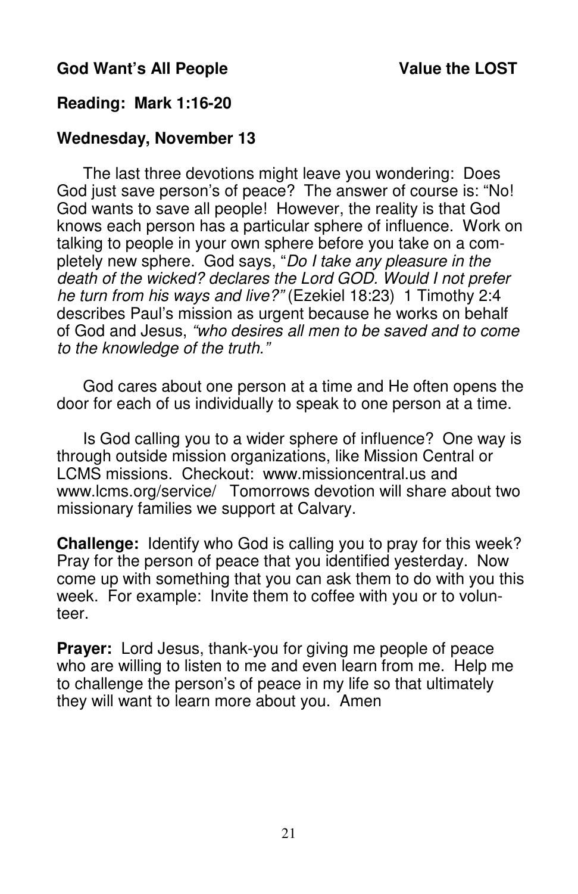**God Want's All People** **Value the LOST**

**Reading: Mark 1:16-20**

**Wednesday, November 13**

The last three devotions might leave you wondering: Does God just save person's of peace? The answer of course is: "No! God wants to save all people! However, the reality is that God knows each person has a particular sphere of influence. Work on talking to people in your own sphere before you take on a completely new sphere. God says, "*Do I take any pleasure in the death of the wicked? declares the Lord GOD. Would I not prefer he turn from his ways and live?"* (Ezekiel 18:23) 1 Timothy 2:4 describes Paul's mission as urgent because he works on behalf of God and Jesus, *"who desires all men to be saved and to come to the knowledge of the truth."*

God cares about one person at a time and He often opens the door for each of us individually to speak to one person at a time.

Is God calling you to a wider sphere of influence? One way is through outside mission organizations, like Mission Central or LCMS missions. Checkout: www.missioncentral.us and www.lcms.org/service/ Tomorrows devotion will share about two missionary families we support at Calvary.

**Challenge:** Identify who God is calling you to pray for this week? Pray for the person of peace that you identified yesterday. Now come up with something that you can ask them to do with you this week. For example: Invite them to coffee with you or to volunteer.

**Prayer:** Lord Jesus, thank-you for giving me people of peace who are willing to listen to me and even learn from me. Help me to challenge the person's of peace in my life so that ultimately they will want to learn more about you. Amen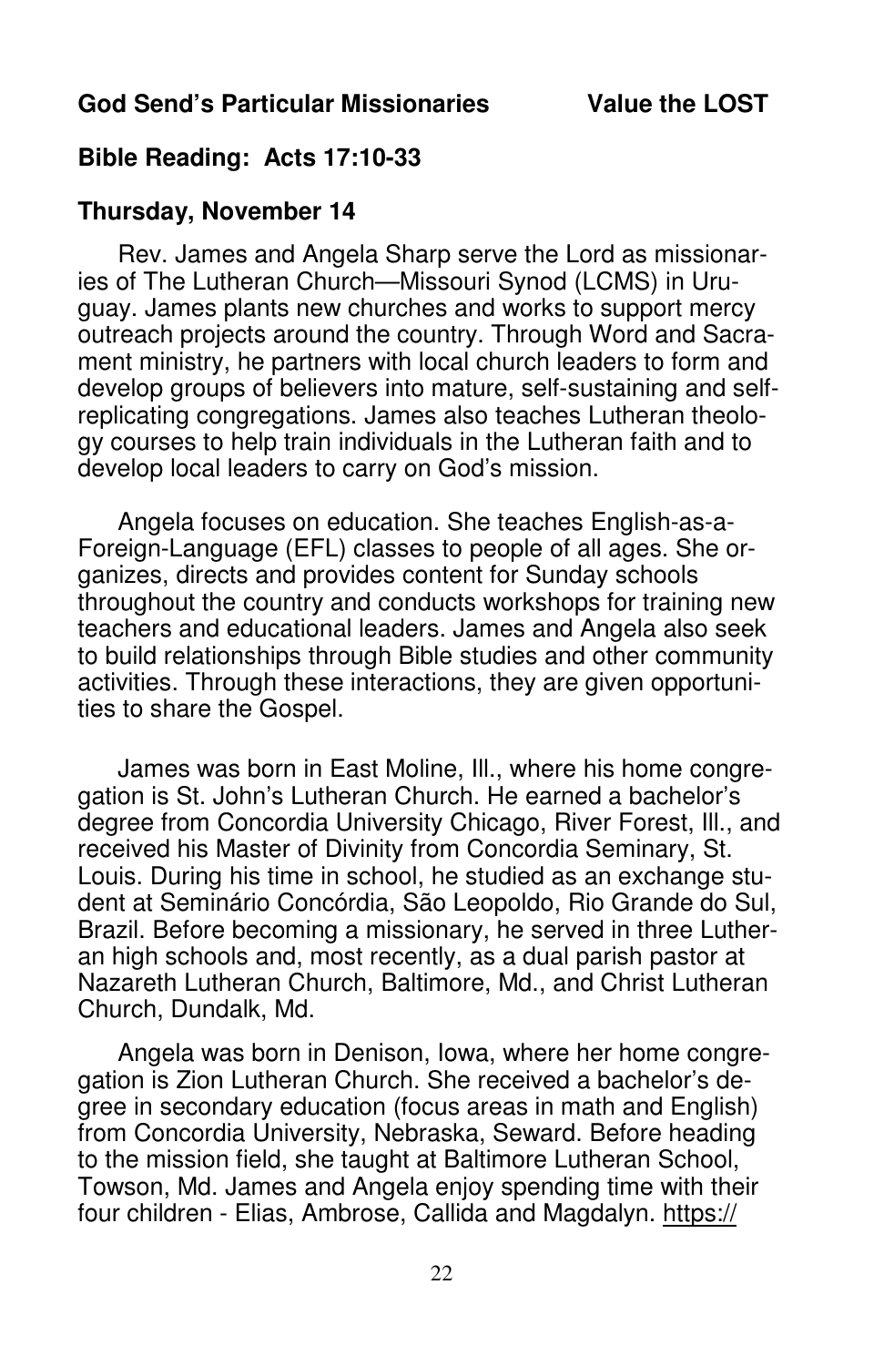**God Send's Particular Missionaries Value the LOST**

**Bible Reading: Acts 17:10-33**

**Thursday, November 14**

Rev. James and Angela Sharp serve the Lord as missionaries of The Lutheran Church—Missouri Synod (LCMS) in Uruguay. James plants new churches and works to support mercy outreach projects around the country. Through Word and Sacrament ministry, he partners with local church leaders to form and develop groups of believers into mature, self-sustaining and self-replicating congregations. James also teaches Lutheran theology courses to help train individuals in the Lutheran faith and to develop local leaders to carry on God's mission.

Angela focuses on education. She teaches English-as-a-Foreign-Language (EFL) classes to people of all ages. She organizes, directs and provides content for Sunday schools throughout the country and conducts workshops for training new teachers and educational leaders. James and Angela also seek to build relationships through Bible studies and other community activities. Through these interactions, they are given opportunities to share the Gospel.

James was born in East Moline, Ill., where his home congregation is St. John's Lutheran Church. He earned a bachelor's degree from Concordia University Chicago, River Forest, Ill., and received his Master of Divinity from Concordia Seminary, St. Louis. During his time in school, he studied as an exchange student at Seminário Concórdia, São Leopoldo, Rio Grande do Sul, Brazil. Before becoming a missionary, he served in three Lutheran high schools and, most recently, as a dual parish pastor at Nazareth Lutheran Church, Baltimore, Md., and Christ Lutheran Church, Dundalk, Md.

Angela was born in Denison, Iowa, where her home congregation is Zion Lutheran Church. She received a bachelor's degree in secondary education (focus areas in math and English) from Concordia University, Nebraska, Seward. Before heading to the mission field, she taught at Baltimore Lutheran School, Towson, Md. James and Angela enjoy spending time with their four children - Elias, Ambrose, Callida and Magdalyn. https://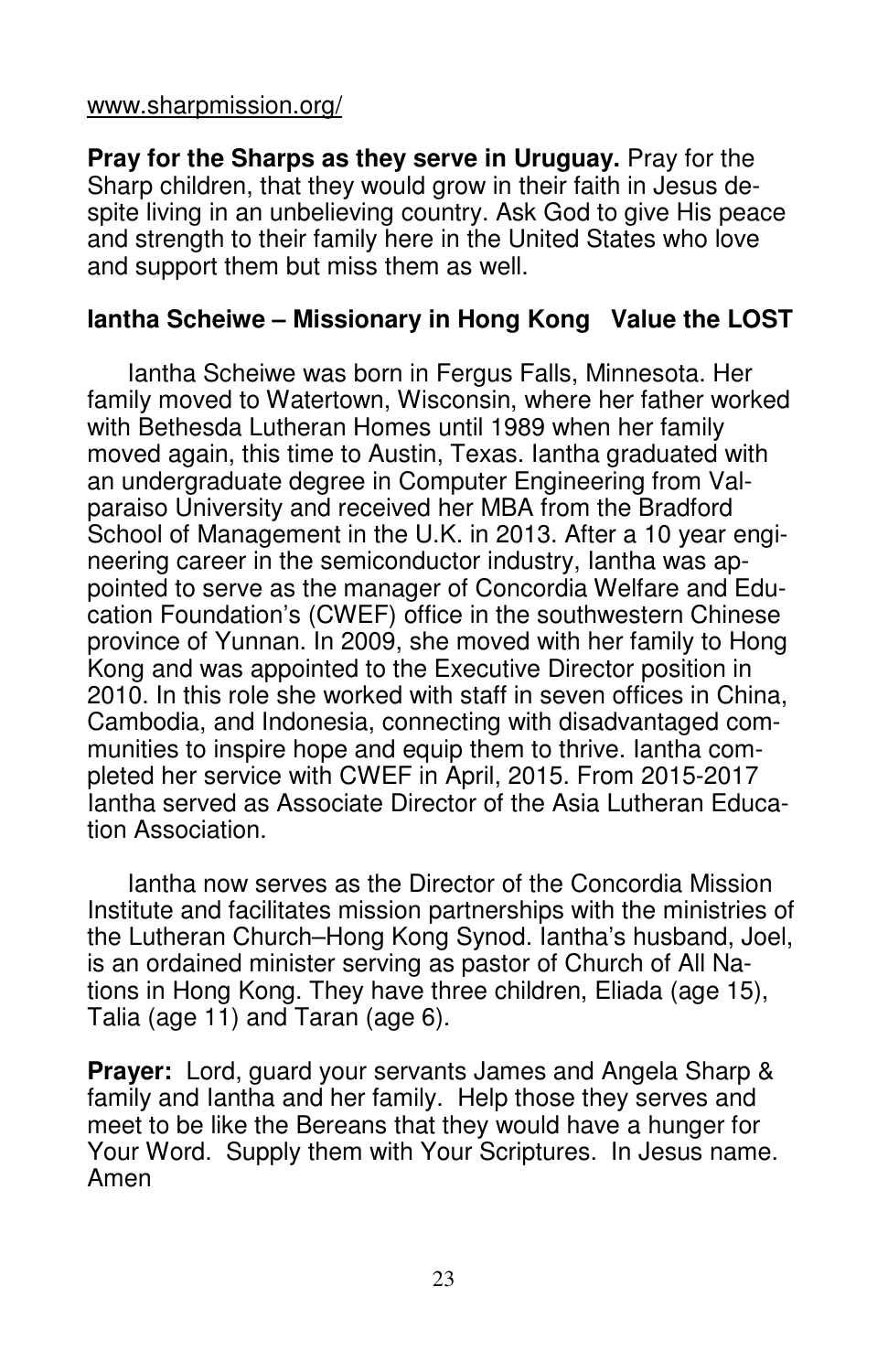www.sharpmission.org/

**Pray for the Sharps as they serve in Uruguay.** Pray for the Sharp children, that they would grow in their faith in Jesus despite living in an unbelieving country. Ask God to give His peace and strength to their family here in the United States who love and support them but miss them as well.

**Iantha Scheiwe – Missionary in Hong Kong   Value the LOST**

Iantha Scheiwe was born in Fergus Falls, Minnesota. Her family moved to Watertown, Wisconsin, where her father worked with Bethesda Lutheran Homes until 1989 when her family moved again, this time to Austin, Texas. Iantha graduated with an undergraduate degree in Computer Engineering from Valparaiso University and received her MBA from the Bradford School of Management in the U.K. in 2013. After a 10 year engineering career in the semiconductor industry, Iantha was appointed to serve as the manager of Concordia Welfare and Education Foundation's (CWEF) office in the southwestern Chinese province of Yunnan. In 2009, she moved with her family to Hong Kong and was appointed to the Executive Director position in 2010. In this role she worked with staff in seven offices in China, Cambodia, and Indonesia, connecting with disadvantaged communities to inspire hope and equip them to thrive. Iantha completed her service with CWEF in April, 2015. From 2015-2017 Iantha served as Associate Director of the Asia Lutheran Education Association.

Iantha now serves as the Director of the Concordia Mission Institute and facilitates mission partnerships with the ministries of the Lutheran Church–Hong Kong Synod. Iantha's husband, Joel, is an ordained minister serving as pastor of Church of All Nations in Hong Kong. They have three children, Eliada (age 15), Talia (age 11) and Taran (age 6).

**Prayer:** Lord, guard your servants James and Angela Sharp & family and Iantha and her family. Help those they serves and meet to be like the Bereans that they would have a hunger for Your Word. Supply them with Your Scriptures. In Jesus name. Amen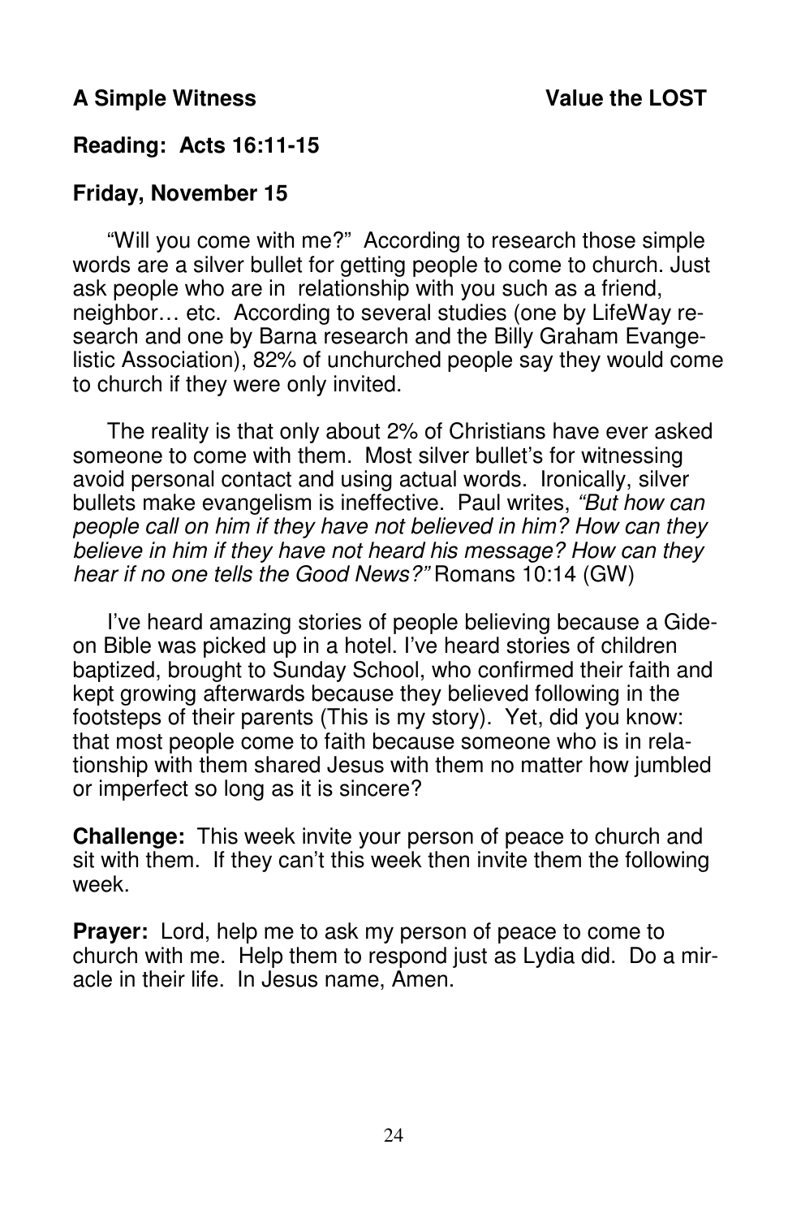**A Simple Witness** **Value the LOST**

**Reading: Acts 16:11-15**

**Friday, November 15**

"Will you come with me?" According to research those simple words are a silver bullet for getting people to come to church. Just ask people who are in relationship with you such as a friend, neighbor… etc. According to several studies (one by LifeWay research and one by Barna research and the Billy Graham Evangelistic Association), 82% of unchurched people say they would come to church if they were only invited.

The reality is that only about 2% of Christians have ever asked someone to come with them. Most silver bullet's for witnessing avoid personal contact and using actual words. Ironically, silver bullets make evangelism is ineffective. Paul writes, *"But how can people call on him if they have not believed in him? How can they believe in him if they have not heard his message? How can they hear if no one tells the Good News?"* Romans 10:14 (GW)

I've heard amazing stories of people believing because a Gideon Bible was picked up in a hotel. I've heard stories of children baptized, brought to Sunday School, who confirmed their faith and kept growing afterwards because they believed following in the footsteps of their parents (This is my story). Yet, did you know: that most people come to faith because someone who is in relationship with them shared Jesus with them no matter how jumbled or imperfect so long as it is sincere?

**Challenge:** This week invite your person of peace to church and sit with them. If they can't this week then invite them the following week.

**Prayer:** Lord, help me to ask my person of peace to come to church with me. Help them to respond just as Lydia did. Do a miracle in their life. In Jesus name, Amen.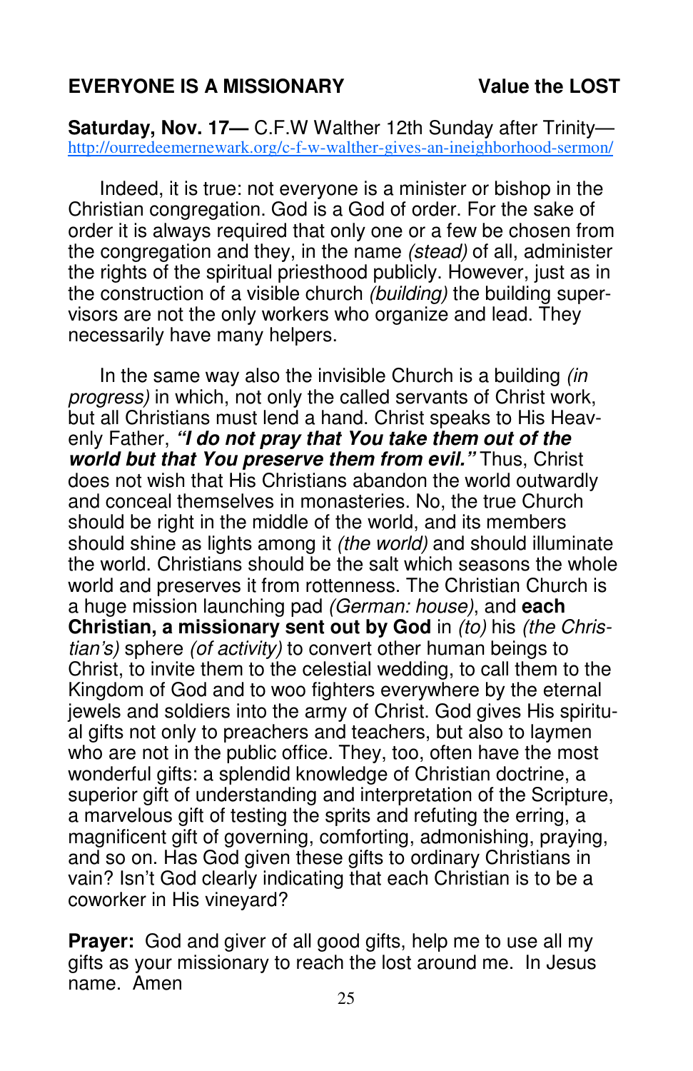**EVERYONE IS A MISSIONARY** **Value the LOST**

**Saturday, Nov. 17—** C.F.W Walther 12th Sunday after Trinity— http://ourredeemernewark.org/c-f-w-walther-gives-an-ineighborhood-sermon/

Indeed, it is true: not everyone is a minister or bishop in the Christian congregation. God is a God of order. For the sake of order it is always required that only one or a few be chosen from the congregation and they, in the name *(stead)* of all, administer the rights of the spiritual priesthood publicly. However, just as in the construction of a visible church *(building)* the building supervisors are not the only workers who organize and lead. They necessarily have many helpers.

In the same way also the invisible Church is a building *(in progress)* in which, not only the called servants of Christ work, but all Christians must lend a hand. Christ speaks to His Heavenly Father, ***"I do not pray that You take them out of the world but that You preserve them from evil."*** Thus, Christ does not wish that His Christians abandon the world outwardly and conceal themselves in monasteries. No, the true Church should be right in the middle of the world, and its members should shine as lights among it *(the world)* and should illuminate the world. Christians should be the salt which seasons the whole world and preserves it from rottenness. The Christian Church is a huge mission launching pad *(German: house)*, and **each Christian, a missionary sent out by God** in *(to)* his *(the Christian's)* sphere *(of activity)* to convert other human beings to Christ, to invite them to the celestial wedding, to call them to the Kingdom of God and to woo fighters everywhere by the eternal jewels and soldiers into the army of Christ. God gives His spiritual gifts not only to preachers and teachers, but also to laymen who are not in the public office. They, too, often have the most wonderful gifts: a splendid knowledge of Christian doctrine, a superior gift of understanding and interpretation of the Scripture, a marvelous gift of testing the sprits and refuting the erring, a magnificent gift of governing, comforting, admonishing, praying, and so on. Has God given these gifts to ordinary Christians in vain? Isn't God clearly indicating that each Christian is to be a coworker in His vineyard?

**Prayer:** God and giver of all good gifts, help me to use all my gifts as your missionary to reach the lost around me. In Jesus name. Amen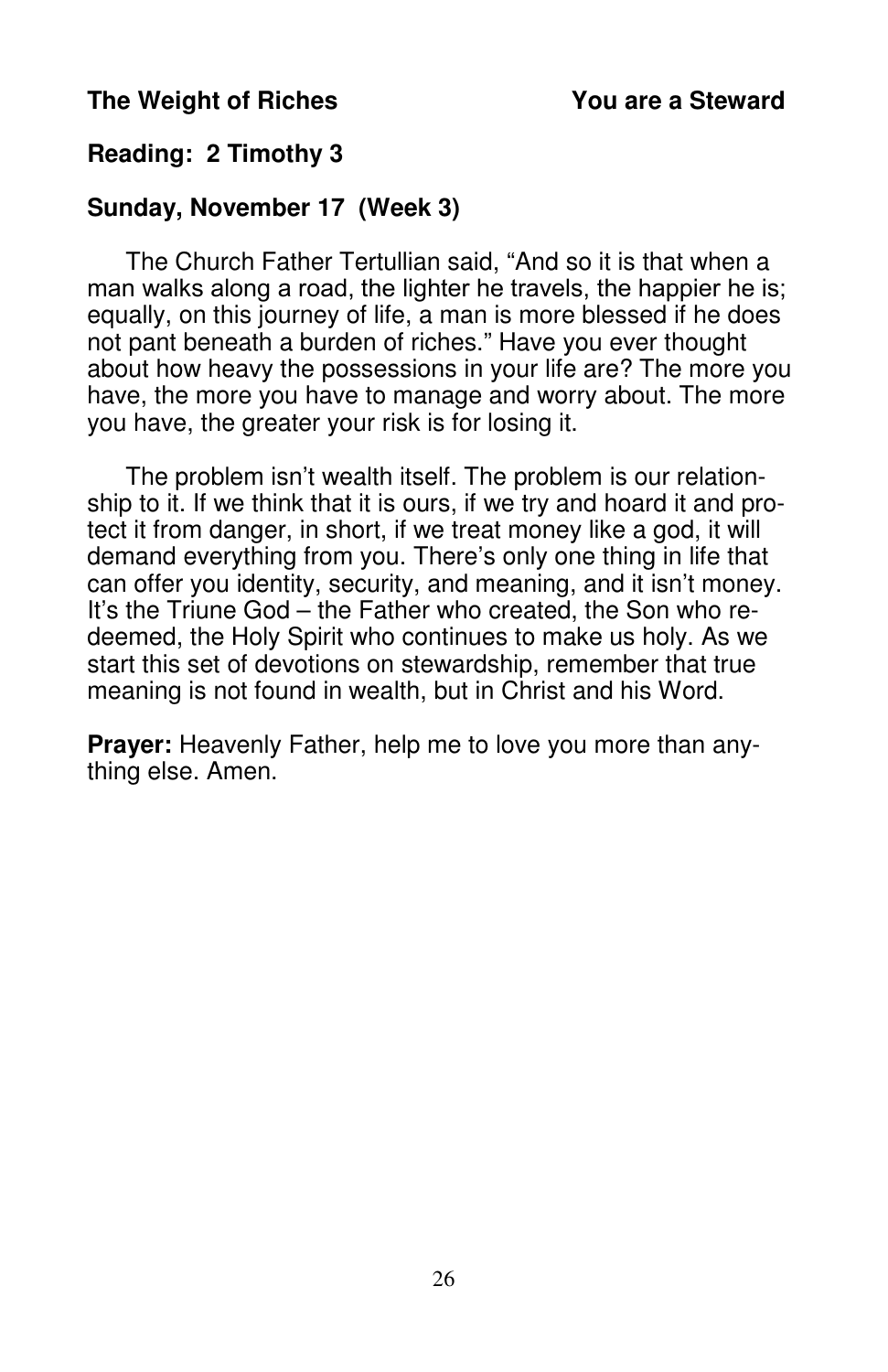**The Weight of Riches** **You are a Steward**

**Reading: 2 Timothy 3**

**Sunday, November 17 (Week 3)**

The Church Father Tertullian said, "And so it is that when a man walks along a road, the lighter he travels, the happier he is; equally, on this journey of life, a man is more blessed if he does not pant beneath a burden of riches." Have you ever thought about how heavy the possessions in your life are? The more you have, the more you have to manage and worry about. The more you have, the greater your risk is for losing it.

The problem isn't wealth itself. The problem is our relationship to it. If we think that it is ours, if we try and hoard it and protect it from danger, in short, if we treat money like a god, it will demand everything from you. There's only one thing in life that can offer you identity, security, and meaning, and it isn't money. It's the Triune God – the Father who created, the Son who redeemed, the Holy Spirit who continues to make us holy. As we start this set of devotions on stewardship, remember that true meaning is not found in wealth, but in Christ and his Word.

**Prayer:** Heavenly Father, help me to love you more than anything else. Amen.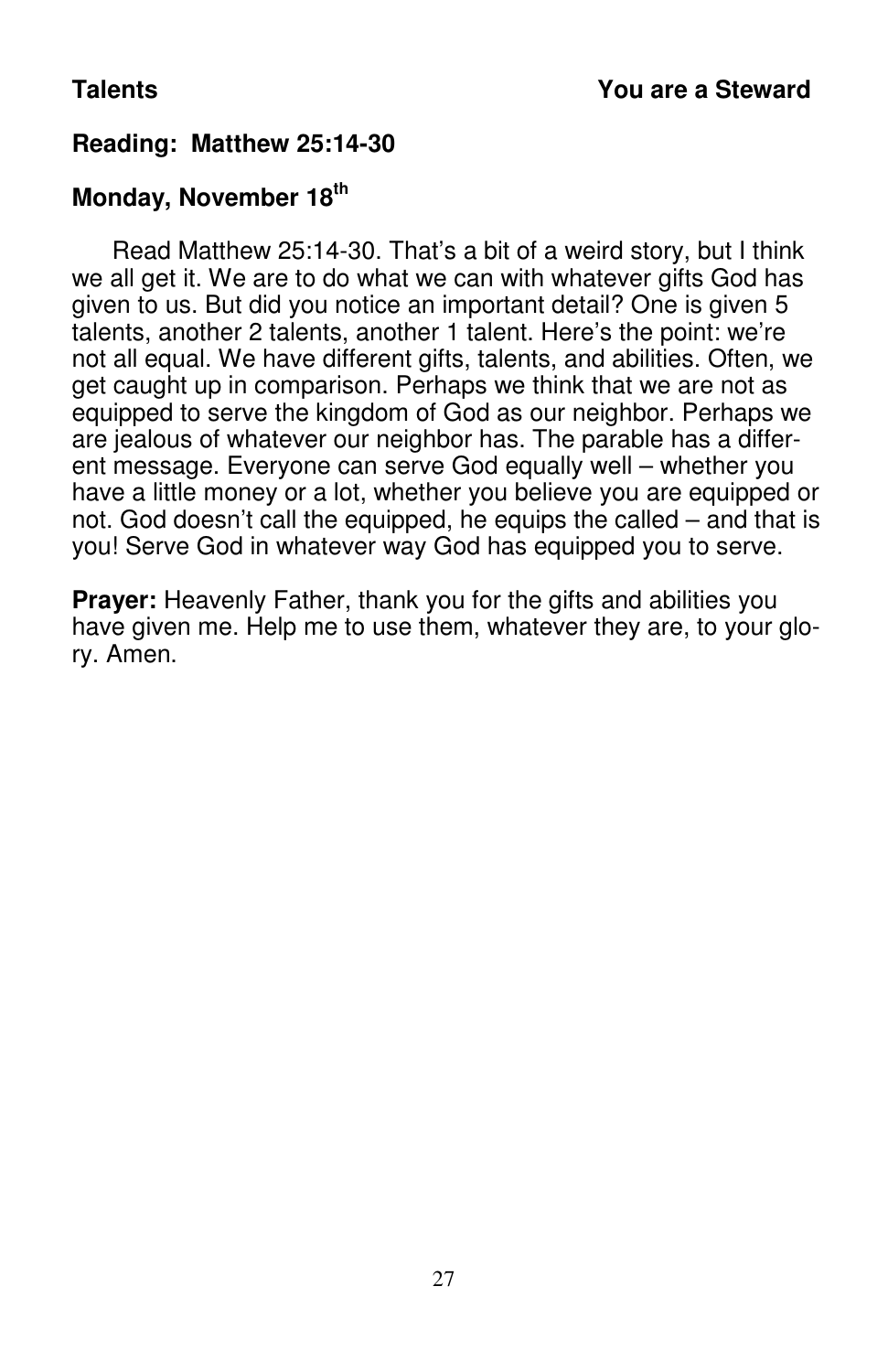**Talents** **You are a Steward**

**Reading: Matthew 25:14-30**

**Monday, November 18th**

Read Matthew 25:14-30. That's a bit of a weird story, but I think we all get it. We are to do what we can with whatever gifts God has given to us. But did you notice an important detail? One is given 5 talents, another 2 talents, another 1 talent. Here's the point: we're not all equal. We have different gifts, talents, and abilities. Often, we get caught up in comparison. Perhaps we think that we are not as equipped to serve the kingdom of God as our neighbor. Perhaps we are jealous of whatever our neighbor has. The parable has a different message. Everyone can serve God equally well – whether you have a little money or a lot, whether you believe you are equipped or not. God doesn't call the equipped, he equips the called – and that is you! Serve God in whatever way God has equipped you to serve.

**Prayer:** Heavenly Father, thank you for the gifts and abilities you have given me. Help me to use them, whatever they are, to your glory. Amen.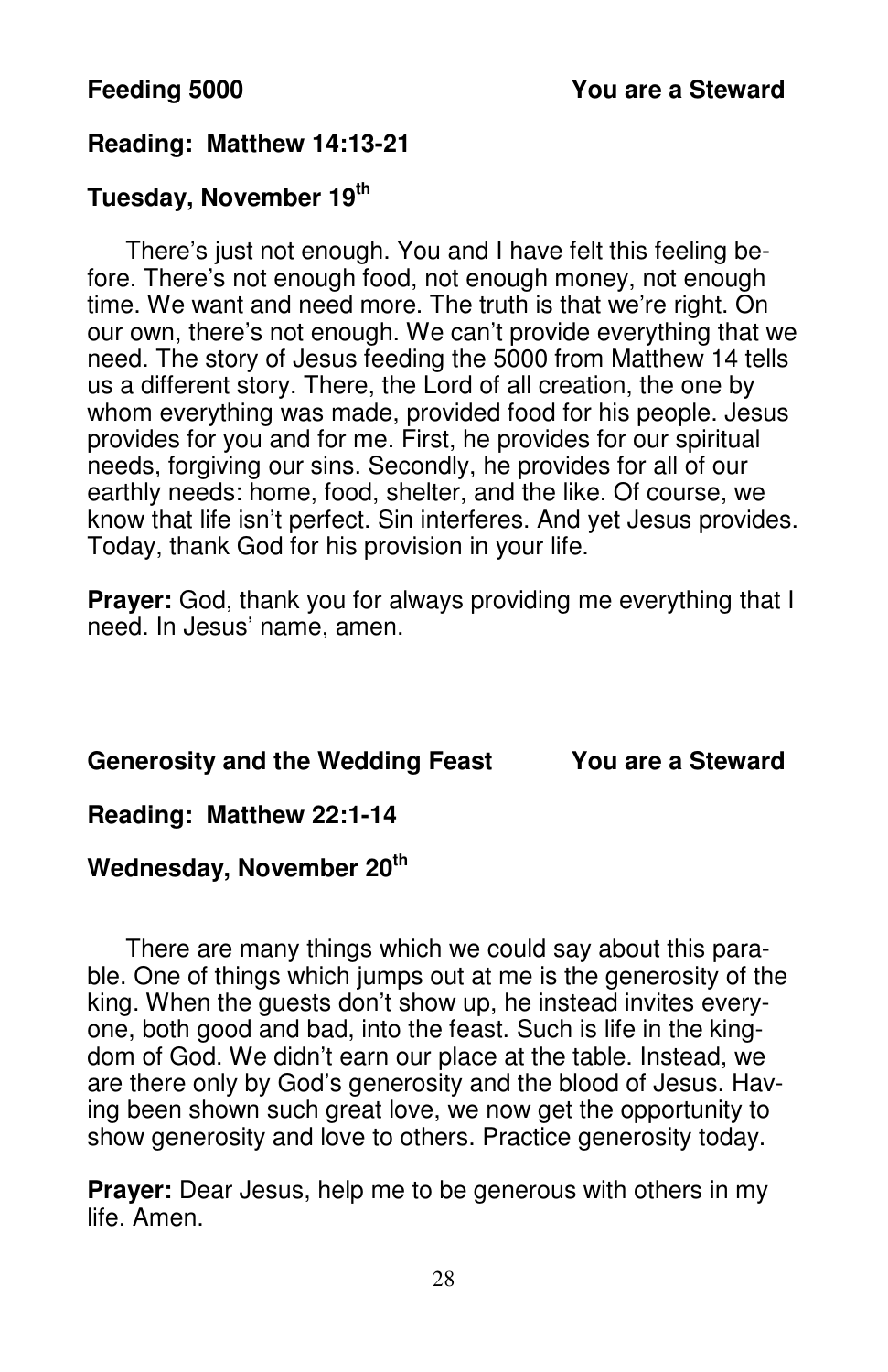**Feeding 5000** **You are a Steward**

**Reading: Matthew 14:13-21**

**Tuesday, November 19th**

There's just not enough. You and I have felt this feeling before. There's not enough food, not enough money, not enough time. We want and need more. The truth is that we're right. On our own, there's not enough. We can't provide everything that we need. The story of Jesus feeding the 5000 from Matthew 14 tells us a different story. There, the Lord of all creation, the one by whom everything was made, provided food for his people. Jesus provides for you and for me. First, he provides for our spiritual needs, forgiving our sins. Secondly, he provides for all of our earthly needs: home, food, shelter, and the like. Of course, we know that life isn't perfect. Sin interferes. And yet Jesus provides. Today, thank God for his provision in your life.

**Prayer:** God, thank you for always providing me everything that I need. In Jesus' name, amen.

**Generosity and the Wedding Feast** **You are a Steward**

**Reading: Matthew 22:1-14**

**Wednesday, November 20th**

There are many things which we could say about this parable. One of things which jumps out at me is the generosity of the king. When the guests don't show up, he instead invites everyone, both good and bad, into the feast. Such is life in the kingdom of God. We didn't earn our place at the table. Instead, we are there only by God's generosity and the blood of Jesus. Having been shown such great love, we now get the opportunity to show generosity and love to others. Practice generosity today.

**Prayer:** Dear Jesus, help me to be generous with others in my life. Amen.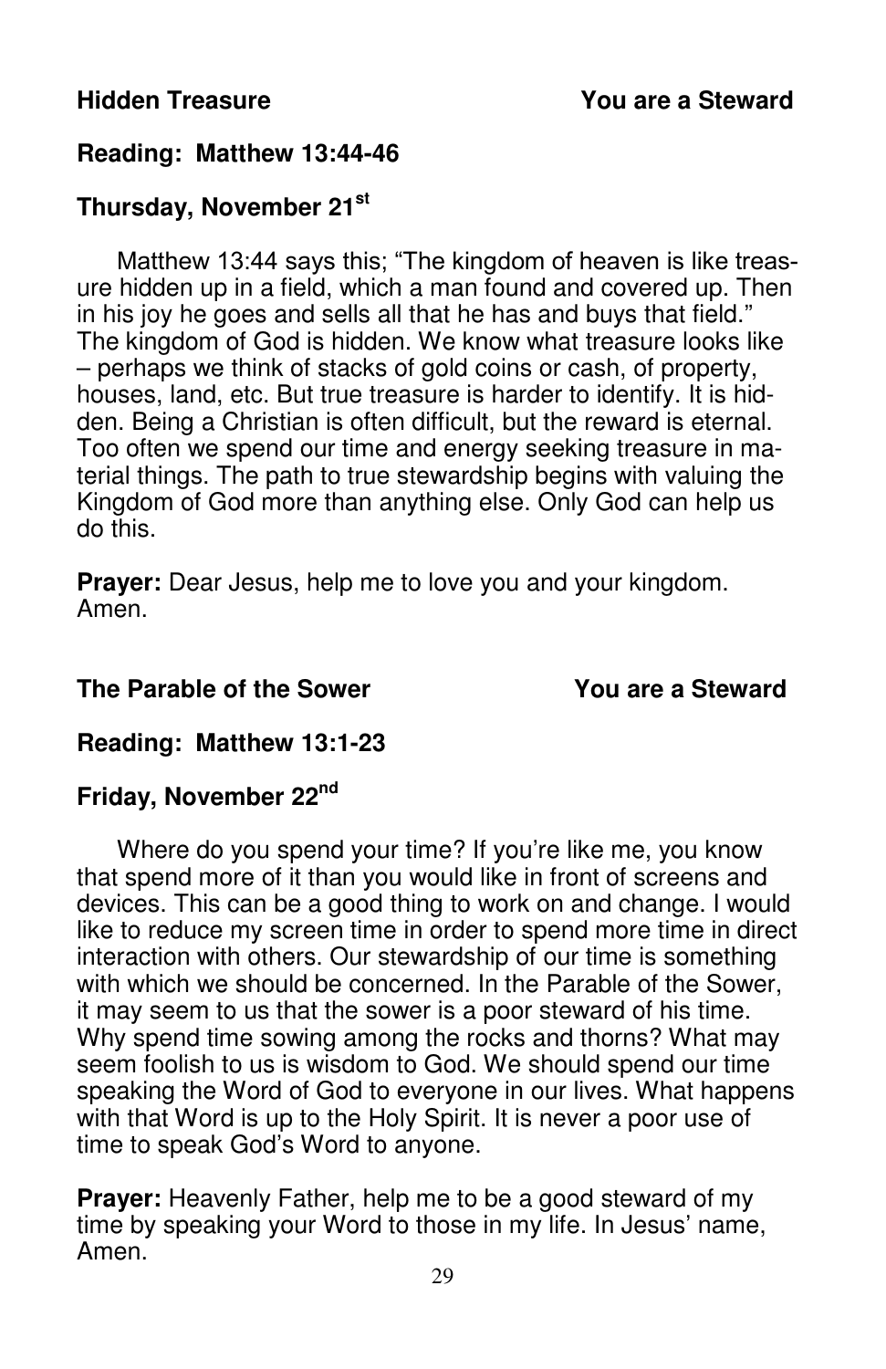**Hidden Treasure** **You are a Steward**

**Reading: Matthew 13:44-46**

**Thursday, November 21st**

Matthew 13:44 says this; "The kingdom of heaven is like treasure hidden up in a field, which a man found and covered up. Then in his joy he goes and sells all that he has and buys that field." The kingdom of God is hidden. We know what treasure looks like – perhaps we think of stacks of gold coins or cash, of property, houses, land, etc. But true treasure is harder to identify. It is hidden. Being a Christian is often difficult, but the reward is eternal. Too often we spend our time and energy seeking treasure in material things. The path to true stewardship begins with valuing the Kingdom of God more than anything else. Only God can help us do this.

**Prayer:** Dear Jesus, help me to love you and your kingdom. Amen.

**The Parable of the Sower** **You are a Steward**

**Reading: Matthew 13:1-23**

**Friday, November 22nd**

Where do you spend your time? If you're like me, you know that spend more of it than you would like in front of screens and devices. This can be a good thing to work on and change. I would like to reduce my screen time in order to spend more time in direct interaction with others. Our stewardship of our time is something with which we should be concerned. In the Parable of the Sower, it may seem to us that the sower is a poor steward of his time. Why spend time sowing among the rocks and thorns? What may seem foolish to us is wisdom to God. We should spend our time speaking the Word of God to everyone in our lives. What happens with that Word is up to the Holy Spirit. It is never a poor use of time to speak God's Word to anyone.

**Prayer:** Heavenly Father, help me to be a good steward of my time by speaking your Word to those in my life. In Jesus' name, Amen.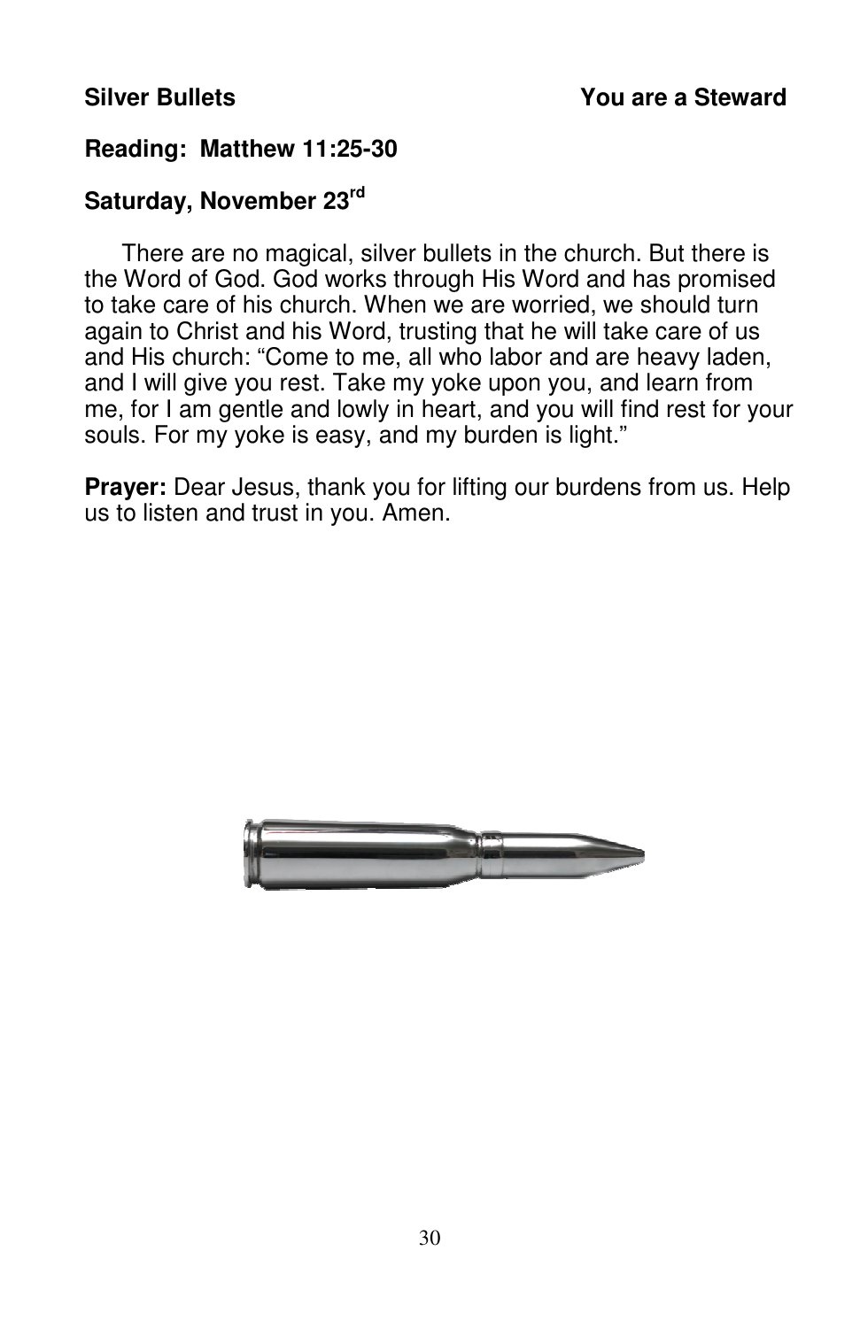**Silver Bullets** **You are a Steward**

**Reading: Matthew 11:25-30**

**Saturday, November 23rd**

There are no magical, silver bullets in the church. But there is the Word of God. God works through His Word and has promised to take care of his church. When we are worried, we should turn again to Christ and his Word, trusting that he will take care of us and His church: “Come to me, all who labor and are heavy laden, and I will give you rest. Take my yoke upon you, and learn from me, for I am gentle and lowly in heart, and you will find rest for your souls. For my yoke is easy, and my burden is light.”

**Prayer:** Dear Jesus, thank you for lifting our burdens from us. Help us to listen and trust in you. Amen.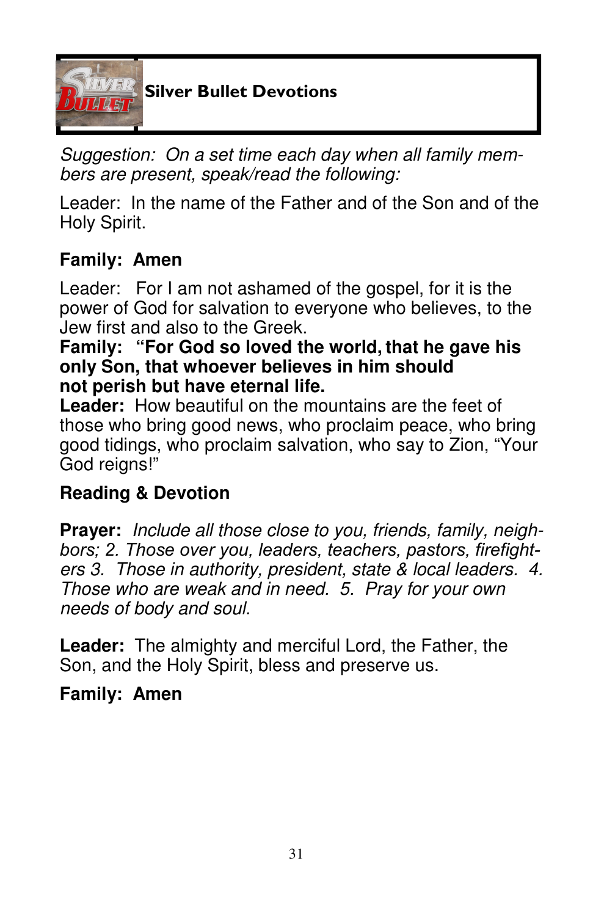## Silver Bullet Devotions

*Suggestion: On a set time each day when all family members are present, speak/read the following:*

Leader: In the name of the Father and of the Son and of the Holy Spirit.

**Family: Amen**

Leader: For I am not ashamed of the gospel, for it is the power of God for salvation to everyone who believes, to the Jew first and also to the Greek.

**Family: "For God so loved the world, that he gave his only Son, that whoever believes in him should not perish but have eternal life.**

**Leader:** How beautiful on the mountains are the feet of those who bring good news, who proclaim peace, who bring good tidings, who proclaim salvation, who say to Zion, "Your God reigns!"

**Reading & Devotion**

**Prayer:** *Include all those close to you, friends, family, neighbors; 2. Those over you, leaders, teachers, pastors, firefighters 3. Those in authority, president, state & local leaders. 4. Those who are weak and in need. 5. Pray for your own needs of body and soul.*

**Leader:** The almighty and merciful Lord, the Father, the Son, and the Holy Spirit, bless and preserve us.

**Family: Amen**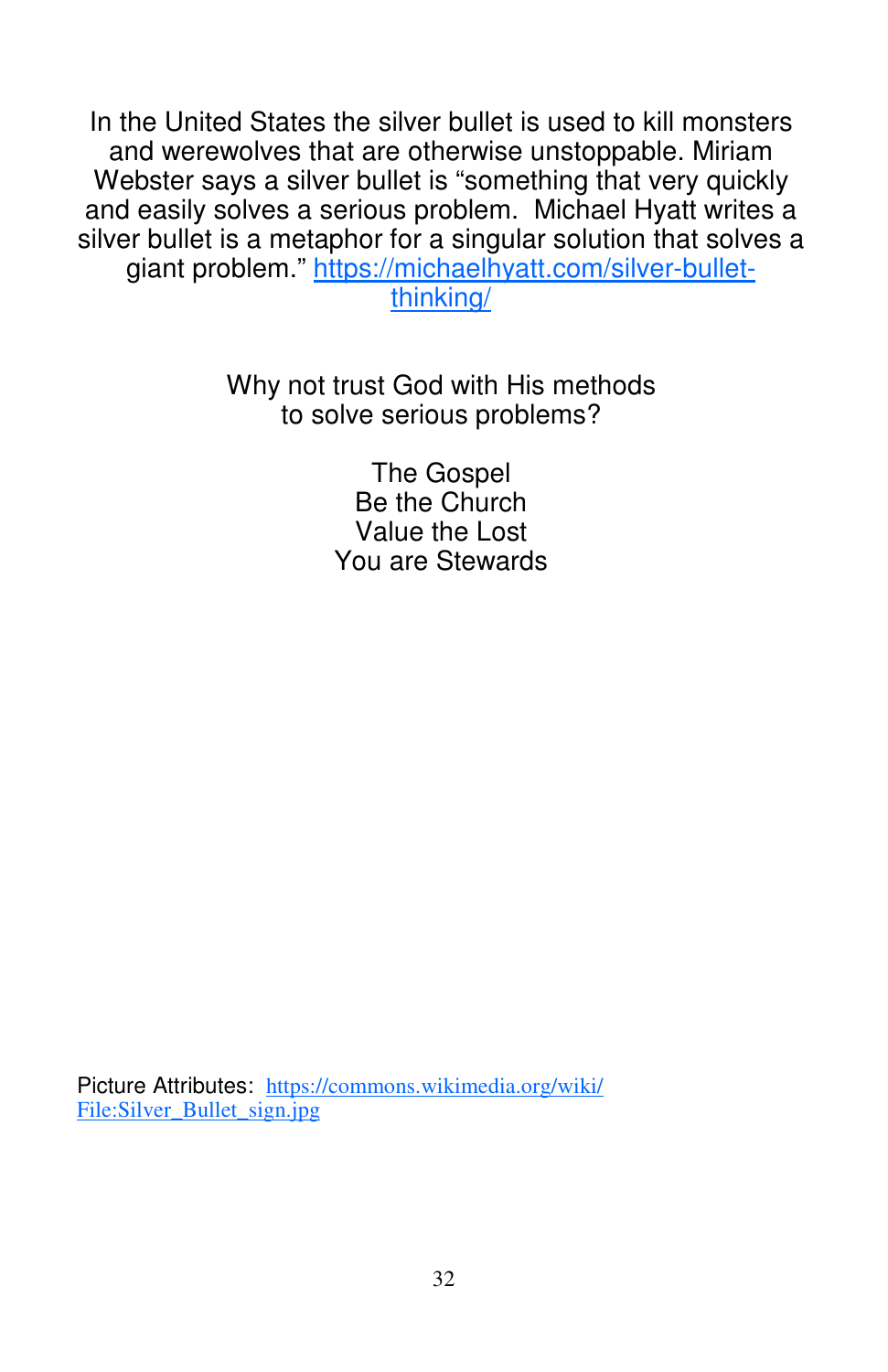In the United States the silver bullet is used to kill monsters and werewolves that are otherwise unstoppable. Miriam Webster says a silver bullet is “something that very quickly and easily solves a serious problem. Michael Hyatt writes a silver bullet is a metaphor for a singular solution that solves a giant problem.” https://michaelhyatt.com/silver-bullet-thinking/

Why not trust God with His methods
to solve serious problems?

The Gospel
Be the Church
Value the Lost
You are Stewards

Picture Attributes: https://commons.wikimedia.org/wiki/File:Silver_Bullet_sign.jpg